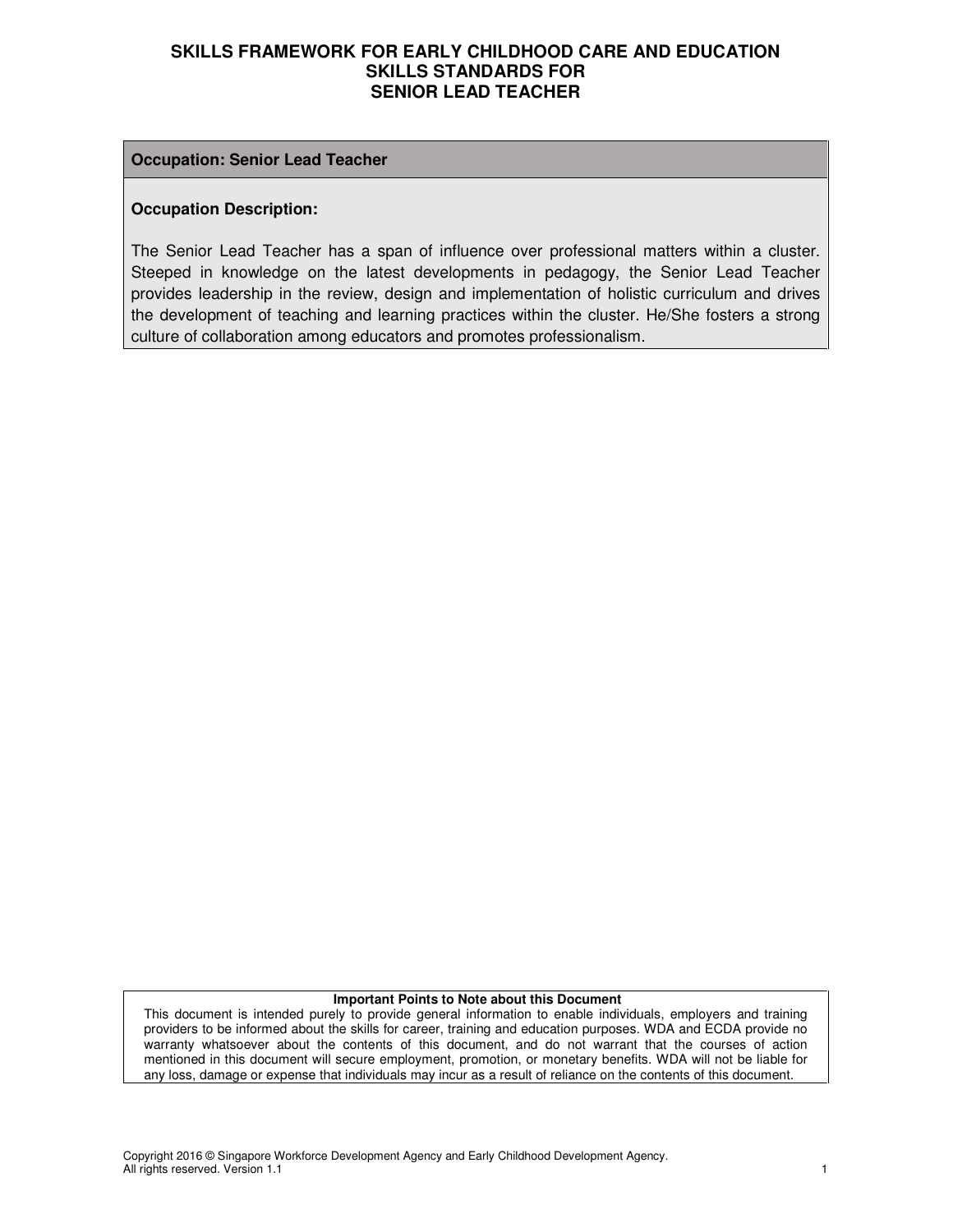# SKILLS FRAMEWORK FOR EARLY CHILDHOOD CARE AND EDUCATION
# SKILLS STANDARDS FOR
# SENIOR LEAD TEACHER

**Occupation: Senior Lead Teacher**

**Occupation Description:**

The Senior Lead Teacher has a span of influence over professional matters within a cluster. Steeped in knowledge on the latest developments in pedagogy, the Senior Lead Teacher provides leadership in the review, design and implementation of holistic curriculum and drives the development of teaching and learning practices within the cluster. He/She fosters a strong culture of collaboration among educators and promotes professionalism.

**Important Points to Note about this Document**

This document is intended purely to provide general information to enable individuals, employers and training providers to be informed about the skills for career, training and education purposes. WDA and ECDA provide no warranty whatsoever about the contents of this document, and do not warrant that the courses of action mentioned in this document will secure employment, promotion, or monetary benefits. WDA will not be liable for any loss, damage or expense that individuals may incur as a result of reliance on the contents of this document.

Copyright 2016 © Singapore Workforce Development Agency and Early Childhood Development Agency.
All rights reserved. Version 1.1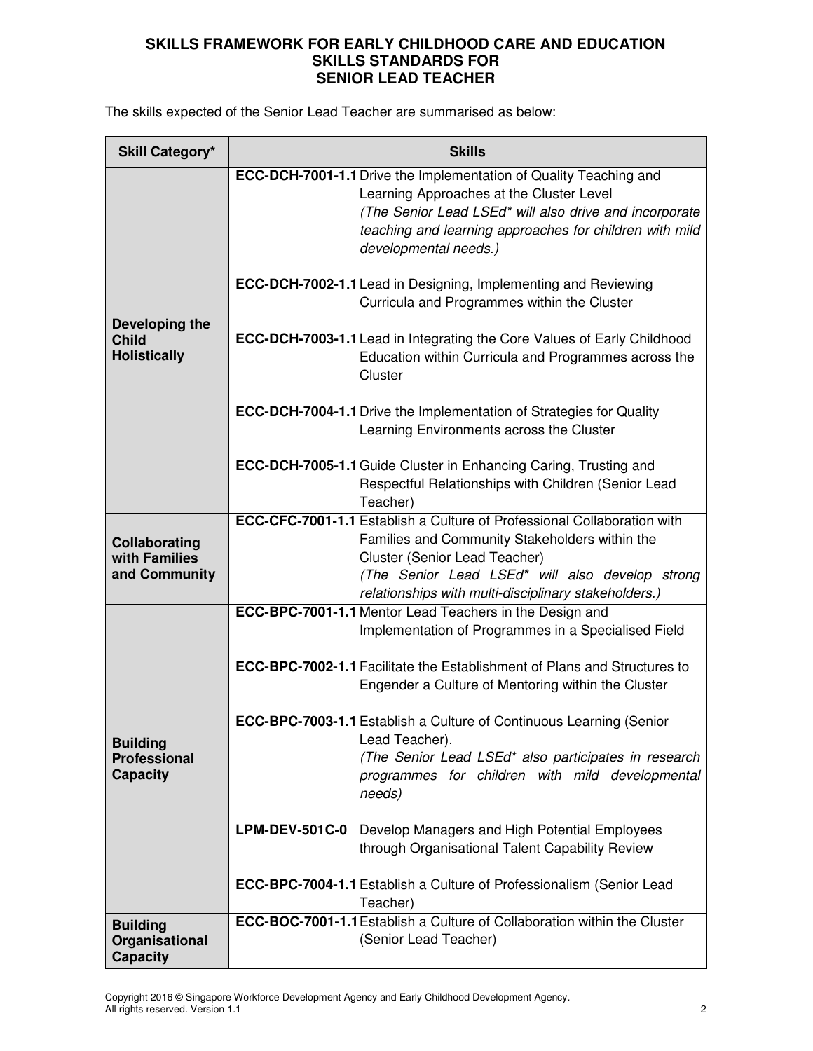# SKILLS FRAMEWORK FOR EARLY CHILDHOOD CARE AND EDUCATION
## SKILLS STANDARDS FOR
## SENIOR LEAD TEACHER

The skills expected of the Senior Lead Teacher are summarised as below:

| Skill Category* | Skills |
|---|---|
| **Developing the Child Holistically** | **ECC-DCH-7001-1.1** Drive the Implementation of Quality Teaching and Learning Approaches at the Cluster Level *(The Senior Lead LSEd* will also drive and incorporate teaching and learning approaches for children with mild developmental needs.)*<br><br>**ECC-DCH-7002-1.1** Lead in Designing, Implementing and Reviewing Curricula and Programmes within the Cluster<br><br>**ECC-DCH-7003-1.1** Lead in Integrating the Core Values of Early Childhood Education within Curricula and Programmes across the Cluster<br><br>**ECC-DCH-7004-1.1** Drive the Implementation of Strategies for Quality Learning Environments across the Cluster<br><br>**ECC-DCH-7005-1.1** Guide Cluster in Enhancing Caring, Trusting and Respectful Relationships with Children (Senior Lead Teacher) |
| **Collaborating with Families and Community** | **ECC-CFC-7001-1.1** Establish a Culture of Professional Collaboration with Families and Community Stakeholders within the Cluster (Senior Lead Teacher) *(The Senior Lead LSEd* will also develop strong relationships with multi-disciplinary stakeholders.)* |
| **Building Professional Capacity** | **ECC-BPC-7001-1.1** Mentor Lead Teachers in the Design and Implementation of Programmes in a Specialised Field<br><br>**ECC-BPC-7002-1.1** Facilitate the Establishment of Plans and Structures to Engender a Culture of Mentoring within the Cluster<br><br>**ECC-BPC-7003-1.1** Establish a Culture of Continuous Learning (Senior Lead Teacher). *(The Senior Lead LSEd* also participates in research programmes for children with mild developmental needs)*<br><br>**LPM-DEV-501C-0** Develop Managers and High Potential Employees through Organisational Talent Capability Review<br><br>**ECC-BPC-7004-1.1** Establish a Culture of Professionalism (Senior Lead Teacher) |
| **Building Organisational Capacity** | **ECC-BOC-7001-1.1** Establish a Culture of Collaboration within the Cluster (Senior Lead Teacher) |

Copyright 2016 © Singapore Workforce Development Agency and Early Childhood Development Agency. All rights reserved. Version 1.1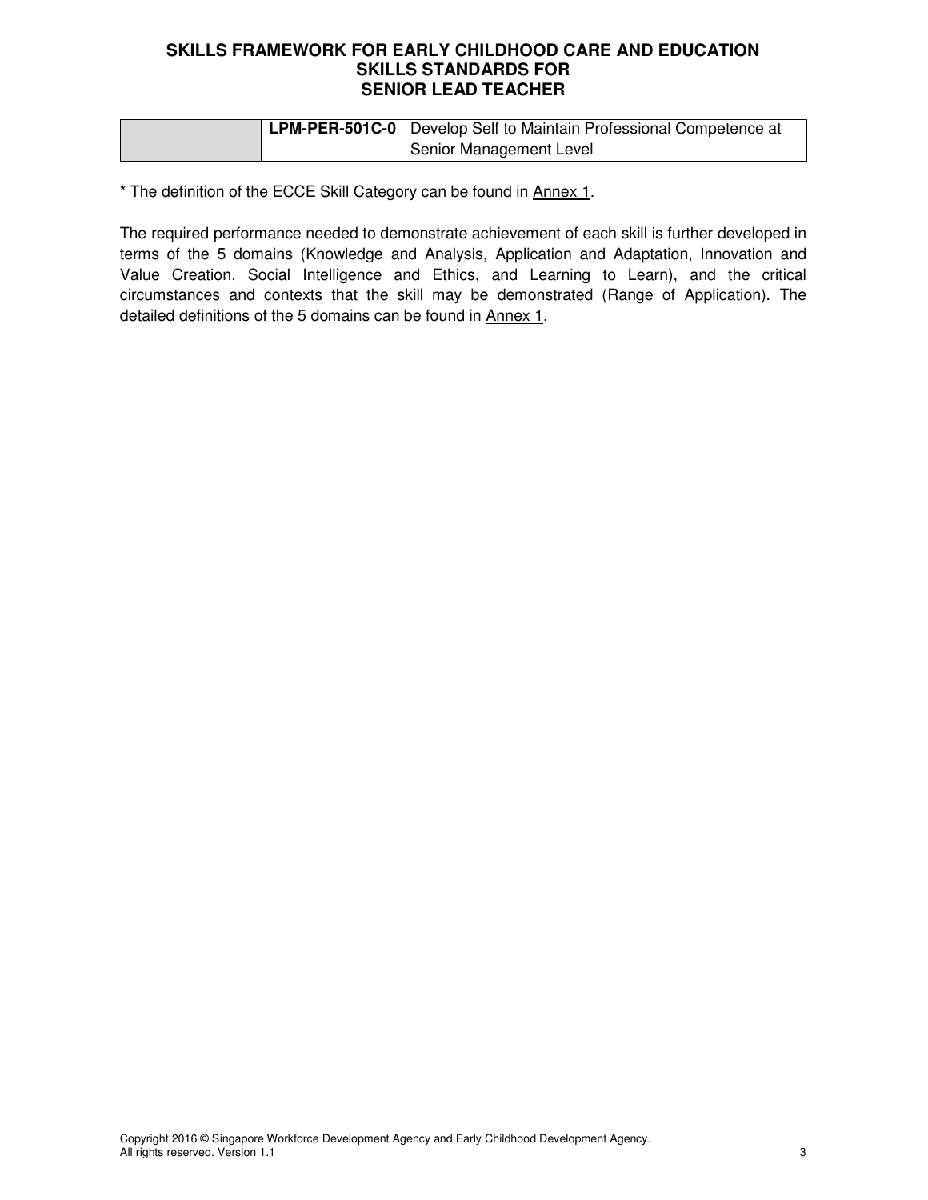| | LPM-PER-501C-0 | Develop Self to Maintain Professional Competence at Senior Management Level |
|---|---|---|

* The definition of the ECCE Skill Category can be found in Annex 1.

The required performance needed to demonstrate achievement of each skill is further developed in terms of the 5 domains (Knowledge and Analysis, Application and Adaptation, Innovation and Value Creation, Social Intelligence and Ethics, and Learning to Learn), and the critical circumstances and contexts that the skill may be demonstrated (Range of Application). The detailed definitions of the 5 domains can be found in Annex 1.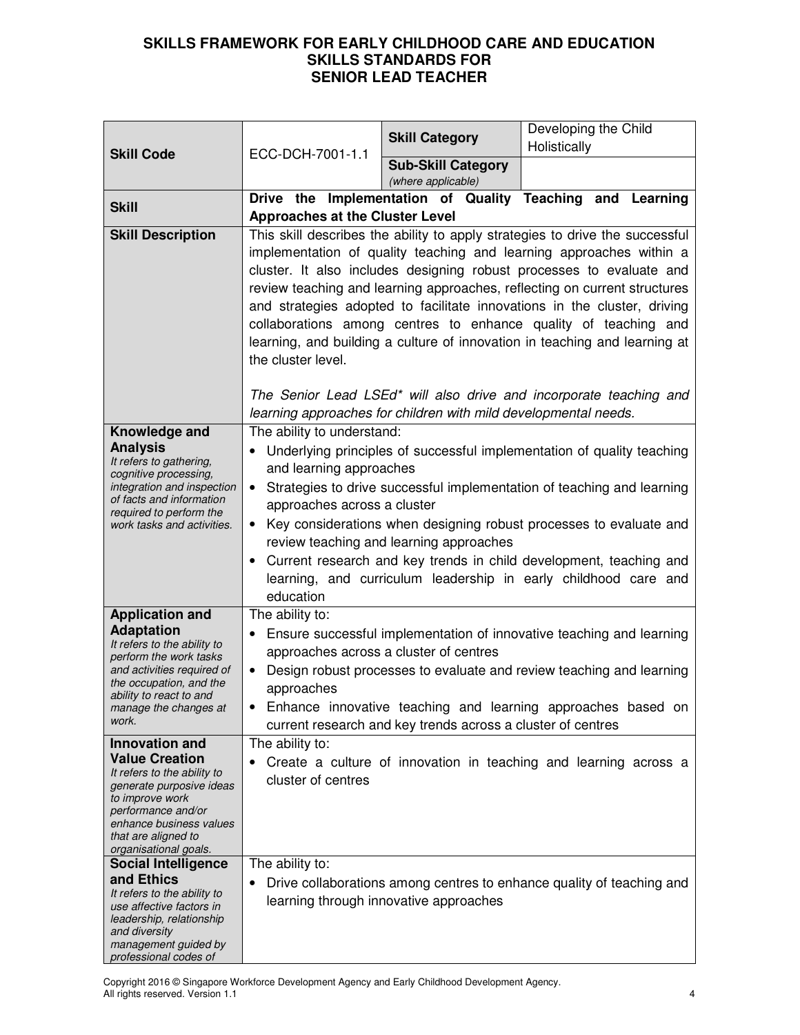# SKILLS FRAMEWORK FOR EARLY CHILDHOOD CARE AND EDUCATION
## SKILLS STANDARDS FOR
## SENIOR LEAD TEACHER

| | | | |
|---|---|---|---|
| **Skill Code** | ECC-DCH-7001-1.1 | **Skill Category** | Developing the Child Holistically |
| | | **Sub-Skill Category** *(where applicable)* | |
| **Skill** | **Drive the Implementation of Quality Teaching and Learning Approaches at the Cluster Level** | | |
| **Skill Description** | This skill describes the ability to apply strategies to drive the successful implementation of quality teaching and learning approaches within a cluster. It also includes designing robust processes to evaluate and review teaching and learning approaches, reflecting on current structures and strategies adopted to facilitate innovations in the cluster, driving collaborations among centres to enhance quality of teaching and learning, and building a culture of innovation in teaching and learning at the cluster level.<br><br>*The Senior Lead LSEd\* will also drive and incorporate teaching and learning approaches for children with mild developmental needs.* | | |
| **Knowledge and Analysis**<br>*It refers to gathering, cognitive processing, integration and inspection of facts and information required to perform the work tasks and activities.* | The ability to understand:<br>• Underlying principles of successful implementation of quality teaching and learning approaches<br>• Strategies to drive successful implementation of teaching and learning approaches across a cluster<br>• Key considerations when designing robust processes to evaluate and review teaching and learning approaches<br>• Current research and key trends in child development, teaching and learning, and curriculum leadership in early childhood care and education | | |
| **Application and Adaptation**<br>*It refers to the ability to perform the work tasks and activities required of the occupation, and the ability to react to and manage the changes at work.* | The ability to:<br>• Ensure successful implementation of innovative teaching and learning approaches across a cluster of centres<br>• Design robust processes to evaluate and review teaching and learning approaches<br>• Enhance innovative teaching and learning approaches based on current research and key trends across a cluster of centres | | |
| **Innovation and Value Creation**<br>*It refers to the ability to generate purposive ideas to improve work performance and/or enhance business values that are aligned to organisational goals.* | The ability to:<br>• Create a culture of innovation in teaching and learning across a cluster of centres | | |
| **Social Intelligence and Ethics**<br>*It refers to the ability to use affective factors in leadership, relationship and diversity management guided by professional codes of* | The ability to:<br>• Drive collaborations among centres to enhance quality of teaching and learning through innovative approaches | | |

Copyright 2016 © Singapore Workforce Development Agency and Early Childhood Development Agency. All rights reserved. Version 1.1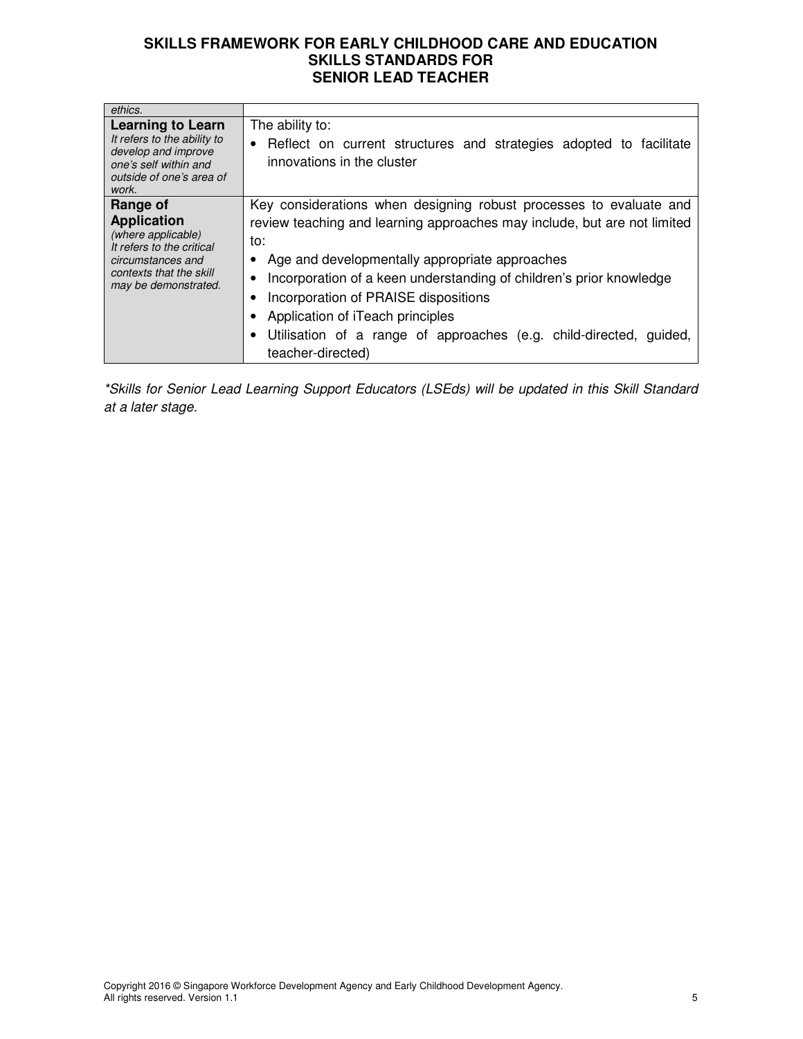| | |
|---|---|
| *ethics.* | |
| **Learning to Learn** *It refers to the ability to develop and improve one's self within and outside of one's area of work.* | The ability to: <br>• Reflect on current structures and strategies adopted to facilitate innovations in the cluster |
| **Range of Application** *(where applicable)* *It refers to the critical circumstances and contexts that the skill may be demonstrated.* | Key considerations when designing robust processes to evaluate and review teaching and learning approaches may include, but are not limited to: <br>• Age and developmentally appropriate approaches <br>• Incorporation of a keen understanding of children's prior knowledge <br>• Incorporation of PRAISE dispositions <br>• Application of iTeach principles <br>• Utilisation of a range of approaches (e.g. child-directed, guided, teacher-directed) |

*\*Skills for Senior Lead Learning Support Educators (LSEds) will be updated in this Skill Standard at a later stage.*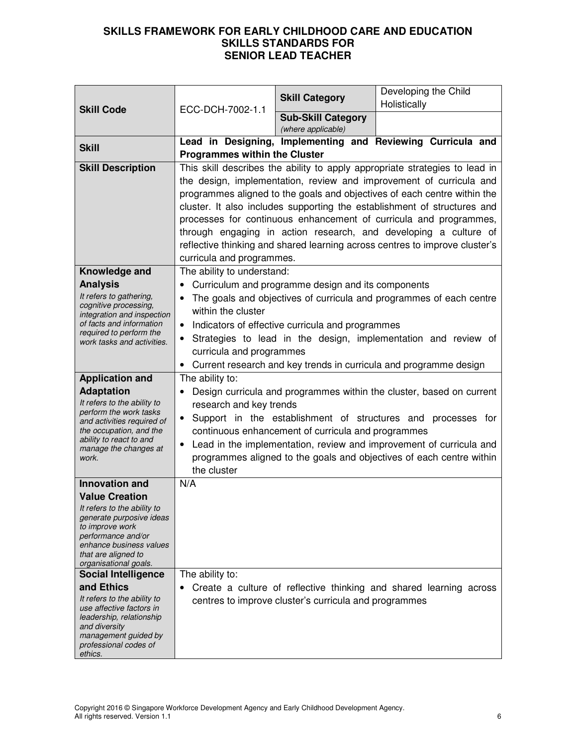# SKILLS FRAMEWORK FOR EARLY CHILDHOOD CARE AND EDUCATION
## SKILLS STANDARDS FOR SENIOR LEAD TEACHER

| **Skill Code** | ECC-DCH-7002-1.1 | **Skill Category** | Developing the Child Holistically |
|---|---|---|---|
| | | **Sub-Skill Category** *(where applicable)* | |
| **Skill** | **Lead in Designing, Implementing and Reviewing Curricula and Programmes within the Cluster** | | |
| **Skill Description** | This skill describes the ability to apply appropriate strategies to lead in the design, implementation, review and improvement of curricula and programmes aligned to the goals and objectives of each centre within the cluster. It also includes supporting the establishment of structures and processes for continuous enhancement of curricula and programmes, through engaging in action research, and developing a culture of reflective thinking and shared learning across centres to improve cluster's curricula and programmes. | | |
| **Knowledge and Analysis** *It refers to gathering, cognitive processing, integration and inspection of facts and information required to perform the work tasks and activities.* | The ability to understand:<br>• Curriculum and programme design and its components<br>• The goals and objectives of curricula and programmes of each centre within the cluster<br>• Indicators of effective curricula and programmes<br>• Strategies to lead in the design, implementation and review of curricula and programmes<br>• Current research and key trends in curricula and programme design | | |
| **Application and Adaptation** *It refers to the ability to perform the work tasks and activities required of the occupation, and the ability to react to and manage the changes at work.* | The ability to:<br>• Design curricula and programmes within the cluster, based on current research and key trends<br>• Support in the establishment of structures and processes for continuous enhancement of curricula and programmes<br>• Lead in the implementation, review and improvement of curricula and programmes aligned to the goals and objectives of each centre within the cluster | | |
| **Innovation and Value Creation** *It refers to the ability to generate purposive ideas to improve work performance and/or enhance business values that are aligned to organisational goals.* | N/A | | |
| **Social Intelligence and Ethics** *It refers to the ability to use affective factors in leadership, relationship and diversity management guided by professional codes of ethics.* | The ability to:<br>• Create a culture of reflective thinking and shared learning across centres to improve cluster's curricula and programmes | | |

Copyright 2016 © Singapore Workforce Development Agency and Early Childhood Development Agency. All rights reserved. Version 1.1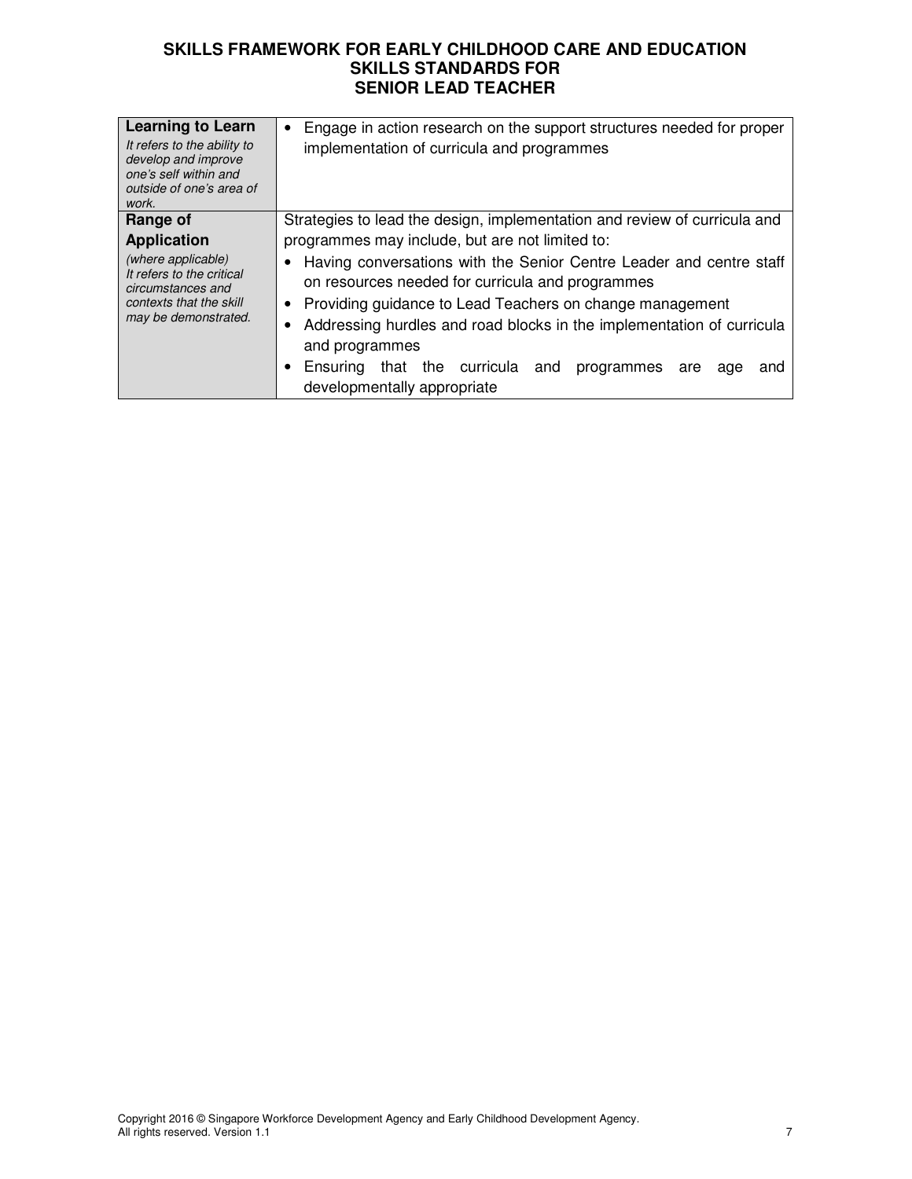| | |
|---|---|
| **Learning to Learn**<br>*It refers to the ability to develop and improve one's self within and outside of one's area of work.* | • Engage in action research on the support structures needed for proper implementation of curricula and programmes |
| **Range of Application**<br>*(where applicable)*<br>*It refers to the critical circumstances and contexts that the skill may be demonstrated.* | Strategies to lead the design, implementation and review of curricula and programmes may include, but are not limited to:<br>• Having conversations with the Senior Centre Leader and centre staff on resources needed for curricula and programmes<br>• Providing guidance to Lead Teachers on change management<br>• Addressing hurdles and road blocks in the implementation of curricula and programmes<br>• Ensuring that the curricula and programmes are age and developmentally appropriate |

Copyright 2016 © Singapore Workforce Development Agency and Early Childhood Development Agency. All rights reserved. Version 1.1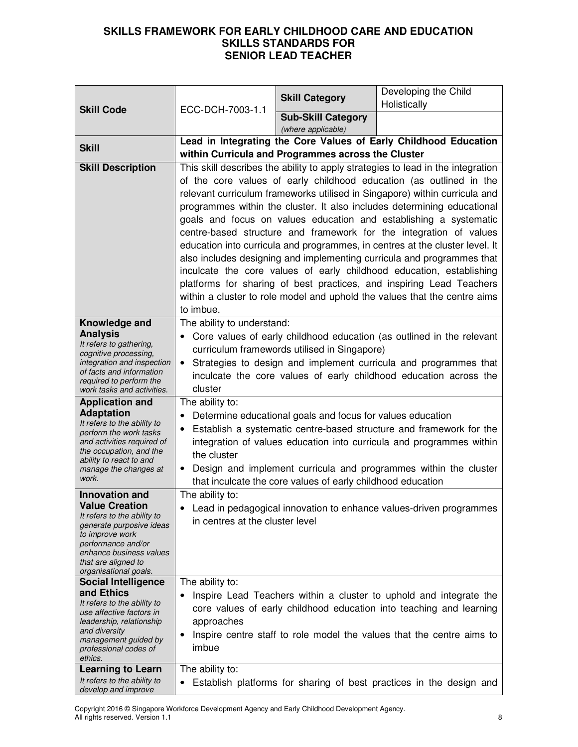**SKILLS FRAMEWORK FOR EARLY CHILDHOOD CARE AND EDUCATION**
**SKILLS STANDARDS FOR**
**SENIOR LEAD TEACHER**

| **Skill Code** | ECC-DCH-7003-1.1 | **Skill Category** | Developing the Child Holistically |
|---|---|---|---|
| | | **Sub-Skill Category** *(where applicable)* | |
| **Skill** | **Lead in Integrating the Core Values of Early Childhood Education within Curricula and Programmes across the Cluster** | | |
| **Skill Description** | This skill describes the ability to apply strategies to lead in the integration of the core values of early childhood education (as outlined in the relevant curriculum frameworks utilised in Singapore) within curricula and programmes within the cluster. It also includes determining educational goals and focus on values education and establishing a systematic centre-based structure and framework for the integration of values education into curricula and programmes, in centres at the cluster level. It also includes designing and implementing curricula and programmes that inculcate the core values of early childhood education, establishing platforms for sharing of best practices, and inspiring Lead Teachers within a cluster to role model and uphold the values that the centre aims to imbue. | | |
| **Knowledge and Analysis** *It refers to gathering, cognitive processing, integration and inspection of facts and information required to perform the work tasks and activities.* | The ability to understand:<br>• Core values of early childhood education (as outlined in the relevant curriculum frameworks utilised in Singapore)<br>• Strategies to design and implement curricula and programmes that inculcate the core values of early childhood education across the cluster | | |
| **Application and Adaptation** *It refers to the ability to perform the work tasks and activities required of the occupation, and the ability to react to and manage the changes at work.* | The ability to:<br>• Determine educational goals and focus for values education<br>• Establish a systematic centre-based structure and framework for the integration of values education into curricula and programmes within the cluster<br>• Design and implement curricula and programmes within the cluster that inculcate the core values of early childhood education | | |
| **Innovation and Value Creation** *It refers to the ability to generate purposive ideas to improve work performance and/or enhance business values that are aligned to organisational goals.* | The ability to:<br>• Lead in pedagogical innovation to enhance values-driven programmes in centres at the cluster level | | |
| **Social Intelligence and Ethics** *It refers to the ability to use affective factors in leadership, relationship and diversity management guided by professional codes of ethics.* | The ability to:<br>• Inspire Lead Teachers within a cluster to uphold and integrate the core values of early childhood education into teaching and learning approaches<br>• Inspire centre staff to role model the values that the centre aims to imbue | | |
| **Learning to Learn** *It refers to the ability to develop and improve* | The ability to:<br>• Establish platforms for sharing of best practices in the design and | | |

Copyright 2016 © Singapore Workforce Development Agency and Early Childhood Development Agency. All rights reserved. Version 1.1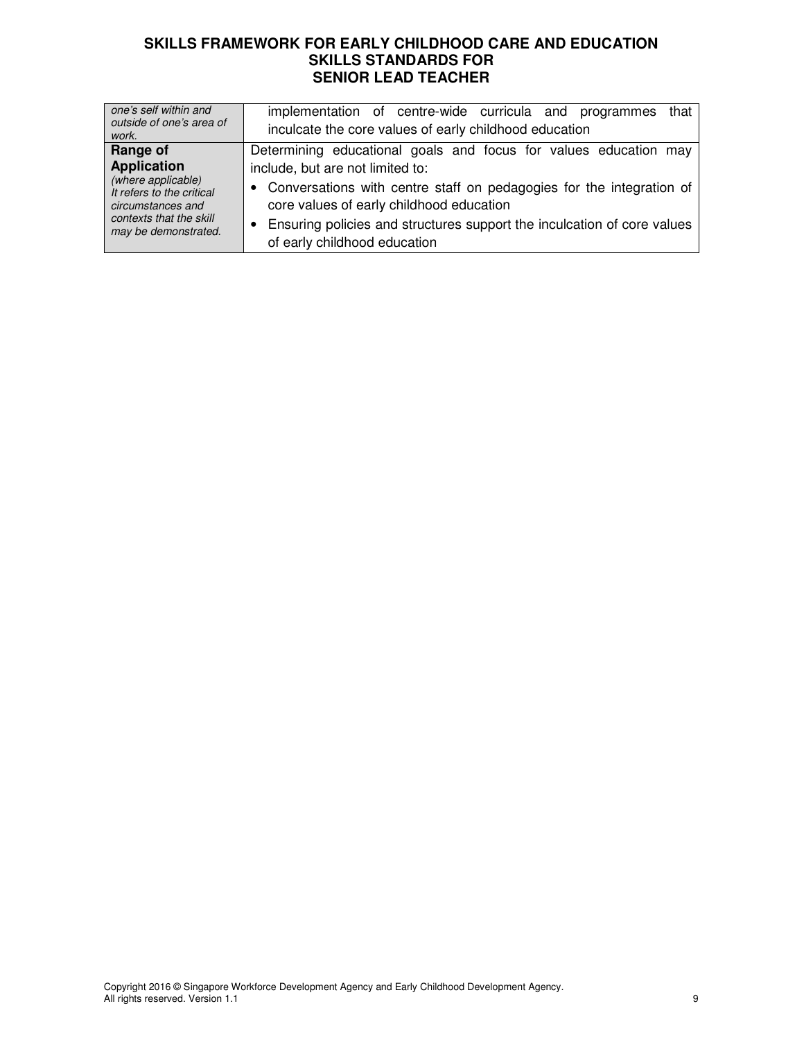| | |
|---|---|
| *one's self within and outside of one's area of work.* | implementation of centre-wide curricula and programmes that inculcate the core values of early childhood education |
| **Range of Application** *(where applicable) It refers to the critical circumstances and contexts that the skill may be demonstrated.* | Determining educational goals and focus for values education may include, but are not limited to: <br>• Conversations with centre staff on pedagogies for the integration of core values of early childhood education <br>• Ensuring policies and structures support the inculcation of core values of early childhood education |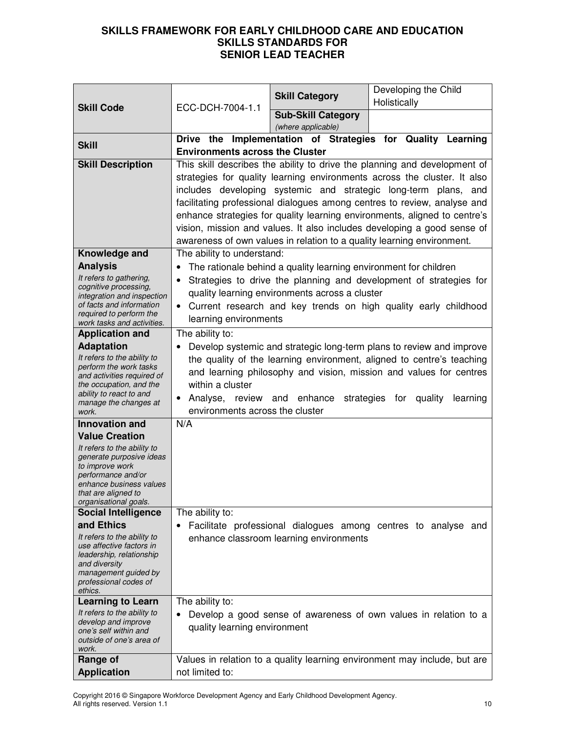**SKILLS FRAMEWORK FOR EARLY CHILDHOOD CARE AND EDUCATION SKILLS STANDARDS FOR SENIOR LEAD TEACHER**

| **Skill Code** | ECC-DCH-7004-1.1 | **Skill Category** | Developing the Child Holistically |
|---|---|---|---|
| | | **Sub-Skill Category** *(where applicable)* | |
| **Skill** | **Drive the Implementation of Strategies for Quality Learning Environments across the Cluster** | | |
| **Skill Description** | This skill describes the ability to drive the planning and development of strategies for quality learning environments across the cluster. It also includes developing systemic and strategic long-term plans, and facilitating professional dialogues among centres to review, analyse and enhance strategies for quality learning environments, aligned to centre's vision, mission and values. It also includes developing a good sense of awareness of own values in relation to a quality learning environment. | | |
| **Knowledge and Analysis** *It refers to gathering, cognitive processing, integration and inspection of facts and information required to perform the work tasks and activities.* | The ability to understand: <br>• The rationale behind a quality learning environment for children <br>• Strategies to drive the planning and development of strategies for quality learning environments across a cluster <br>• Current research and key trends on high quality early childhood learning environments | | |
| **Application and Adaptation** *It refers to the ability to perform the work tasks and activities required of the occupation, and the ability to react to and manage the changes at work.* | The ability to: <br>• Develop systemic and strategic long-term plans to review and improve the quality of the learning environment, aligned to centre's teaching and learning philosophy and vision, mission and values for centres within a cluster <br>• Analyse, review and enhance strategies for quality learning environments across the cluster | | |
| **Innovation and Value Creation** *It refers to the ability to generate purposive ideas to improve work performance and/or enhance business values that are aligned to organisational goals.* | N/A | | |
| **Social Intelligence and Ethics** *It refers to the ability to use affective factors in leadership, relationship and diversity management guided by professional codes of ethics.* | The ability to: <br>• Facilitate professional dialogues among centres to analyse and enhance classroom learning environments | | |
| **Learning to Learn** *It refers to the ability to develop and improve one's self within and outside of one's area of work.* | The ability to: <br>• Develop a good sense of awareness of own values in relation to a quality learning environment | | |
| **Range of Application** | Values in relation to a quality learning environment may include, but are not limited to: | | |

Copyright 2016 © Singapore Workforce Development Agency and Early Childhood Development Agency. All rights reserved. Version 1.1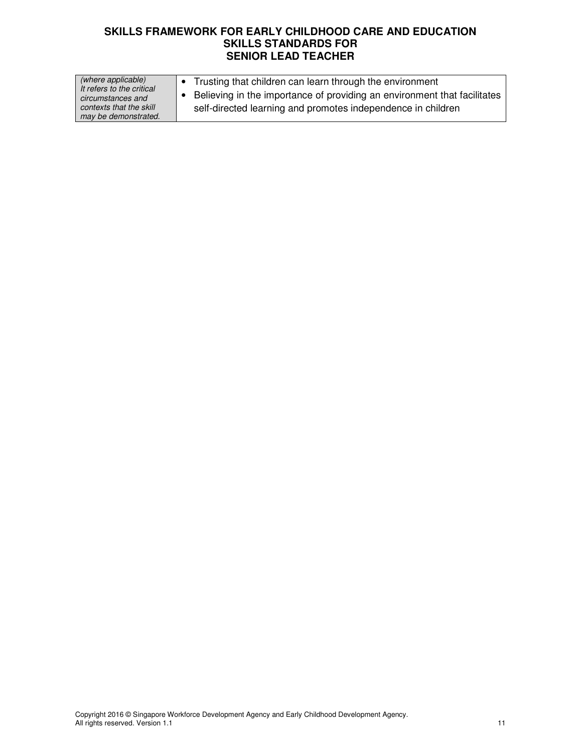| | |
|---|---|
| *(where applicable)* *It refers to the critical circumstances and contexts that the skill may be demonstrated.* | • Trusting that children can learn through the environment<br>• Believing in the importance of providing an environment that facilitates self-directed learning and promotes independence in children |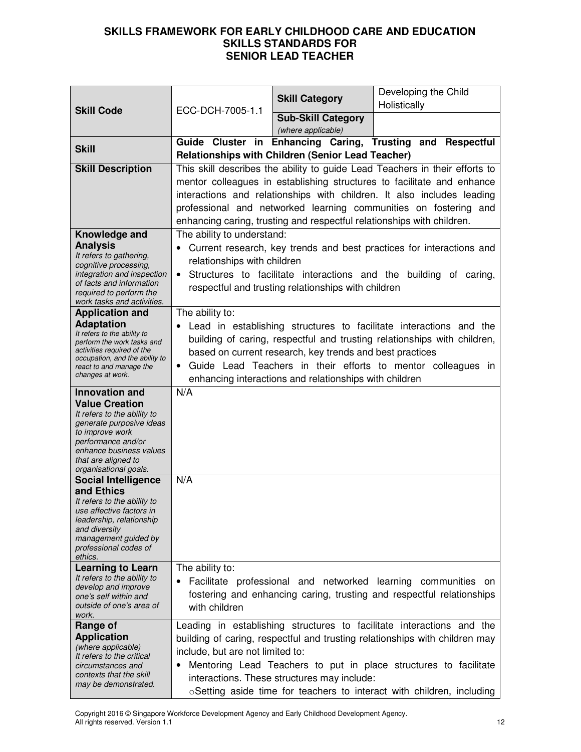**SKILLS FRAMEWORK FOR EARLY CHILDHOOD CARE AND EDUCATION**
**SKILLS STANDARDS FOR**
**SENIOR LEAD TEACHER**

| **Skill Code** | ECC-DCH-7005-1.1 | **Skill Category** | Developing the Child Holistically |
|---|---|---|---|
| | | **Sub-Skill Category** *(where applicable)* | |
| **Skill** | **Guide Cluster in Enhancing Caring, Trusting and Respectful Relationships with Children (Senior Lead Teacher)** | | |
| **Skill Description** | This skill describes the ability to guide Lead Teachers in their efforts to mentor colleagues in establishing structures to facilitate and enhance interactions and relationships with children. It also includes leading professional and networked learning communities on fostering and enhancing caring, trusting and respectful relationships with children. | | |
| **Knowledge and Analysis** *It refers to gathering, cognitive processing, integration and inspection of facts and information required to perform the work tasks and activities.* | The ability to understand:<br>• Current research, key trends and best practices for interactions and relationships with children<br>• Structures to facilitate interactions and the building of caring, respectful and trusting relationships with children | | |
| **Application and Adaptation** *It refers to the ability to perform the work tasks and activities required of the occupation, and the ability to react to and manage the changes at work.* | The ability to:<br>• Lead in establishing structures to facilitate interactions and the building of caring, respectful and trusting relationships with children, based on current research, key trends and best practices<br>• Guide Lead Teachers in their efforts to mentor colleagues in enhancing interactions and relationships with children | | |
| **Innovation and Value Creation** *It refers to the ability to generate purposive ideas to improve work performance and/or enhance business values that are aligned to organisational goals.* | N/A | | |
| **Social Intelligence and Ethics** *It refers to the ability to use affective factors in leadership, relationship and diversity management guided by professional codes of ethics.* | N/A | | |
| **Learning to Learn** *It refers to the ability to develop and improve one's self within and outside of one's area of work.* | The ability to:<br>• Facilitate professional and networked learning communities on fostering and enhancing caring, trusting and respectful relationships with children | | |
| **Range of Application** *(where applicable)* *It refers to the critical circumstances and contexts that the skill may be demonstrated.* | Leading in establishing structures to facilitate interactions and the building of caring, respectful and trusting relationships with children may include, but are not limited to:<br>• Mentoring Lead Teachers to put in place structures to facilitate interactions. These structures may include:<br>  ○ Setting aside time for teachers to interact with children, including | | |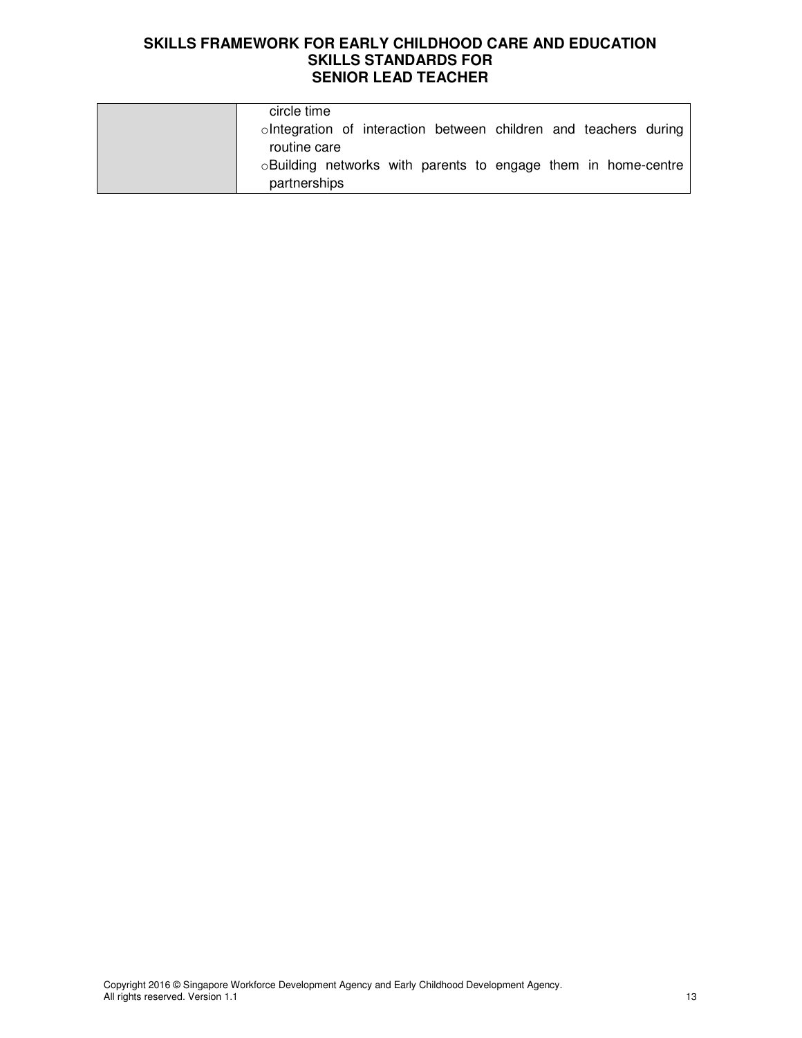| | |
|---|---|
| | circle time<br>o Integration of interaction between children and teachers during routine care<br>o Building networks with parents to engage them in home-centre partnerships |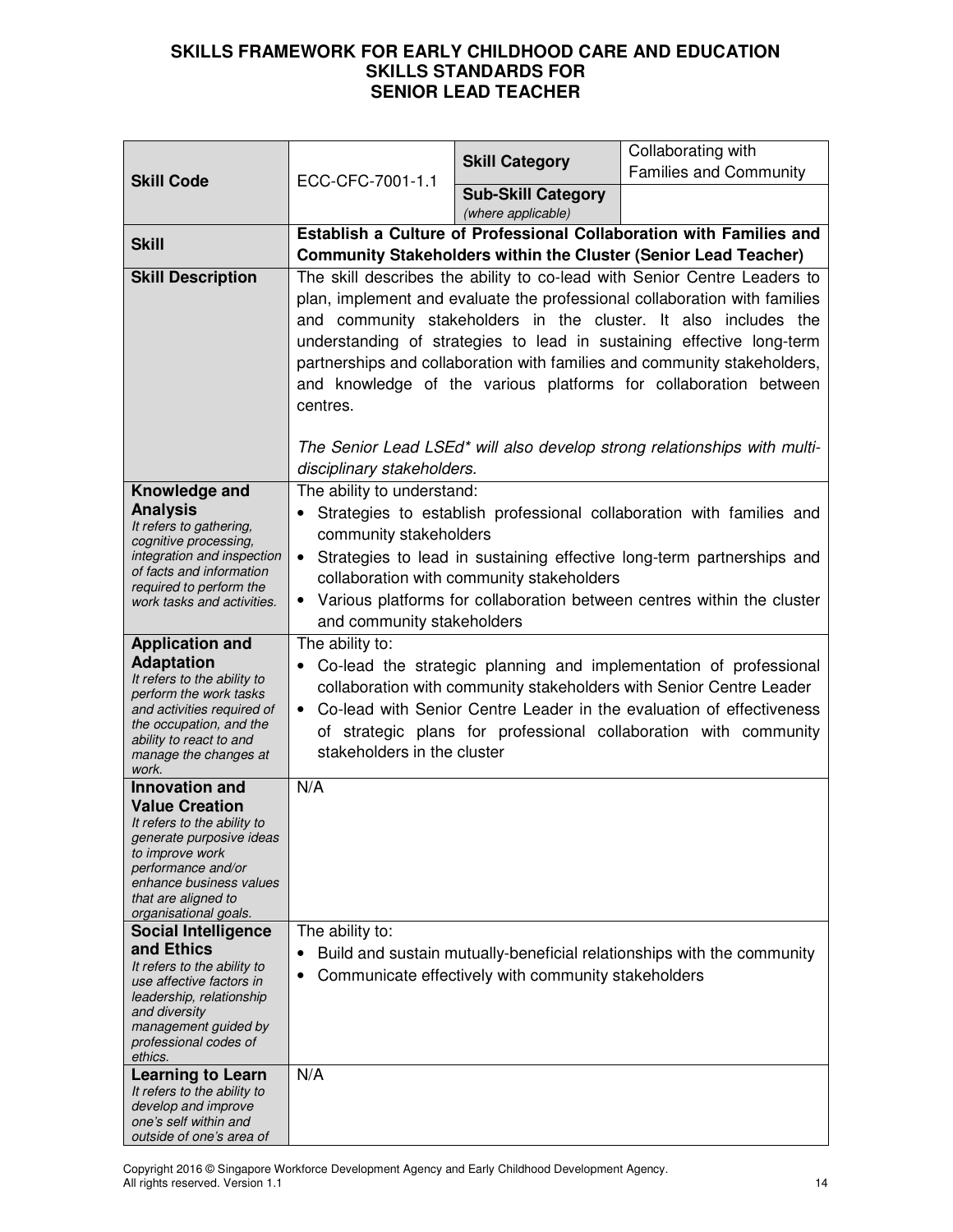# SKILLS FRAMEWORK FOR EARLY CHILDHOOD CARE AND EDUCATION
## SKILLS STANDARDS FOR SENIOR LEAD TEACHER

| **Skill Code** | ECC-CFC-7001-1.1 | **Skill Category** | Collaborating with Families and Community |
|---|---|---|---|
| | | **Sub-Skill Category** *(where applicable)* | |
| **Skill** | **Establish a Culture of Professional Collaboration with Families and Community Stakeholders within the Cluster (Senior Lead Teacher)** | | |
| **Skill Description** | The skill describes the ability to co-lead with Senior Centre Leaders to plan, implement and evaluate the professional collaboration with families and community stakeholders in the cluster. It also includes the understanding of strategies to lead in sustaining effective long-term partnerships and collaboration with families and community stakeholders, and knowledge of the various platforms for collaboration between centres.<br><br>*The Senior Lead LSEd\* will also develop strong relationships with multi-disciplinary stakeholders.* | | |
| **Knowledge and Analysis**<br>*It refers to gathering, cognitive processing, integration and inspection of facts and information required to perform the work tasks and activities.* | The ability to understand:<br>• Strategies to establish professional collaboration with families and community stakeholders<br>• Strategies to lead in sustaining effective long-term partnerships and collaboration with community stakeholders<br>• Various platforms for collaboration between centres within the cluster and community stakeholders | | |
| **Application and Adaptation**<br>*It refers to the ability to perform the work tasks and activities required of the occupation, and the ability to react to and manage the changes at work.* | The ability to:<br>• Co-lead the strategic planning and implementation of professional collaboration with community stakeholders with Senior Centre Leader<br>• Co-lead with Senior Centre Leader in the evaluation of effectiveness of strategic plans for professional collaboration with community stakeholders in the cluster | | |
| **Innovation and Value Creation**<br>*It refers to the ability to generate purposive ideas to improve work performance and/or enhance business values that are aligned to organisational goals.* | N/A | | |
| **Social Intelligence and Ethics**<br>*It refers to the ability to use affective factors in leadership, relationship and diversity management guided by professional codes of ethics.* | The ability to:<br>• Build and sustain mutually-beneficial relationships with the community<br>• Communicate effectively with community stakeholders | | |
| **Learning to Learn**<br>*It refers to the ability to develop and improve one's self within and outside of one's area of* | N/A | | |

Copyright 2016 © Singapore Workforce Development Agency and Early Childhood Development Agency. All rights reserved. Version 1.1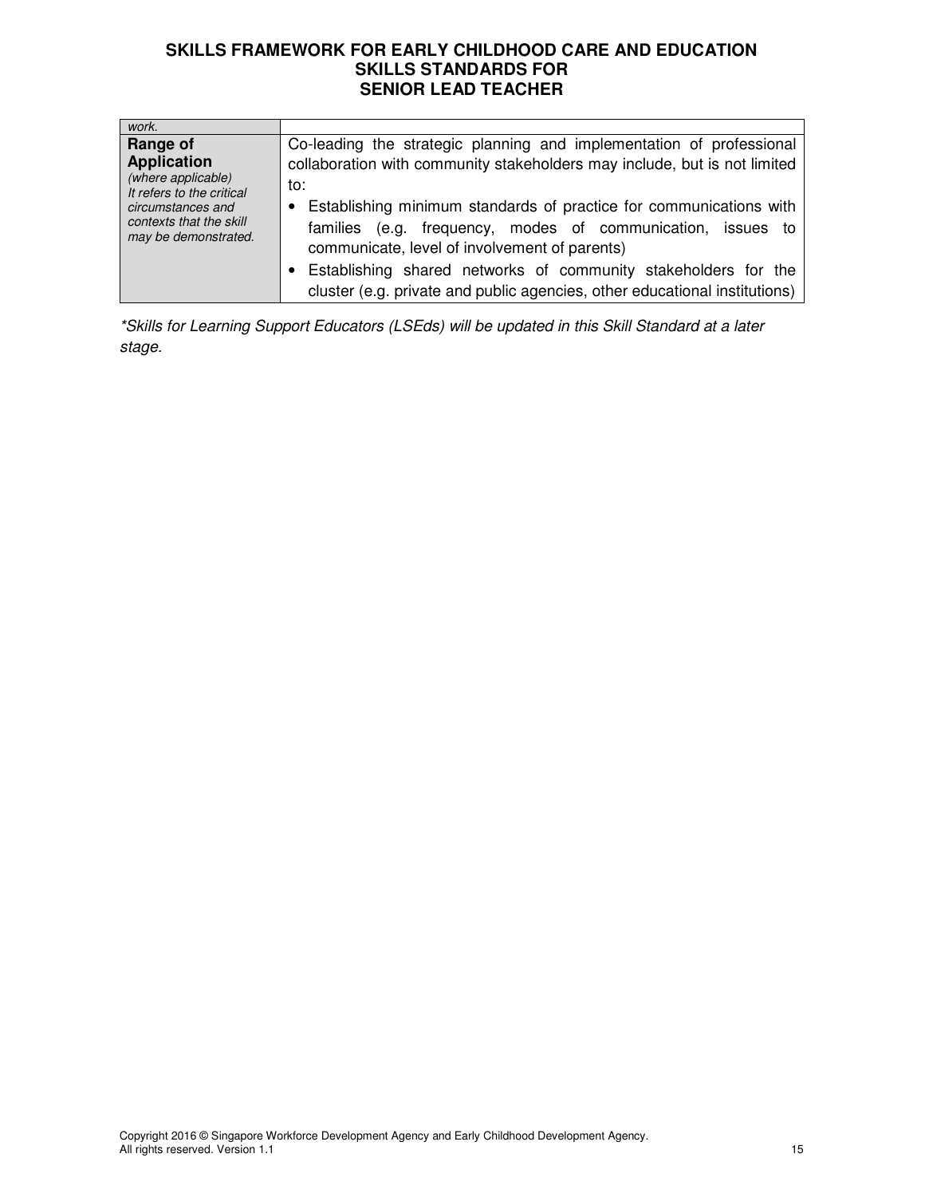| | |
|---|---|
| *work.* | |
| **Range of Application** *(where applicable) It refers to the critical circumstances and contexts that the skill may be demonstrated.* | Co-leading the strategic planning and implementation of professional collaboration with community stakeholders may include, but is not limited to:<br>• Establishing minimum standards of practice for communications with families (e.g. frequency, modes of communication, issues to communicate, level of involvement of parents)<br>• Establishing shared networks of community stakeholders for the cluster (e.g. private and public agencies, other educational institutions) |

*\*Skills for Learning Support Educators (LSEds) will be updated in this Skill Standard at a later stage.*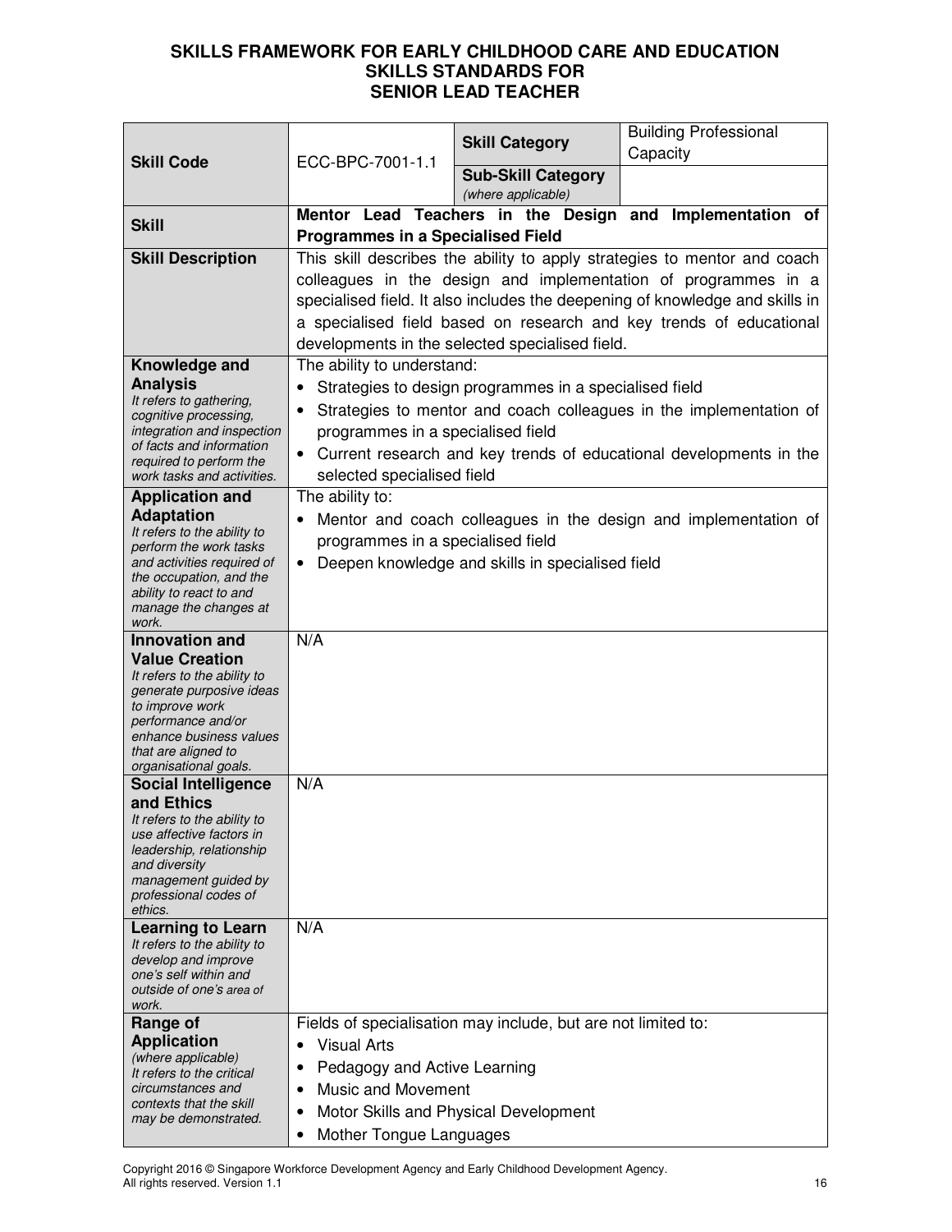# SKILLS FRAMEWORK FOR EARLY CHILDHOOD CARE AND EDUCATION
## SKILLS STANDARDS FOR
## SENIOR LEAD TEACHER

| **Skill Code** | ECC-BPC-7001-1.1 | **Skill Category** | Building Professional Capacity |
|---|---|---|---|
| | | **Sub-Skill Category** *(where applicable)* | |
| **Skill** | **Mentor Lead Teachers in the Design and Implementation of Programmes in a Specialised Field** | | |
| **Skill Description** | This skill describes the ability to apply strategies to mentor and coach colleagues in the design and implementation of programmes in a specialised field. It also includes the deepening of knowledge and skills in a specialised field based on research and key trends of educational developments in the selected specialised field. | | |
| **Knowledge and Analysis** *It refers to gathering, cognitive processing, integration and inspection of facts and information required to perform the work tasks and activities.* | The ability to understand: <br>• Strategies to design programmes in a specialised field <br>• Strategies to mentor and coach colleagues in the implementation of programmes in a specialised field <br>• Current research and key trends of educational developments in the selected specialised field | | |
| **Application and Adaptation** *It refers to the ability to perform the work tasks and activities required of the occupation, and the ability to react to and manage the changes at work.* | The ability to: <br>• Mentor and coach colleagues in the design and implementation of programmes in a specialised field <br>• Deepen knowledge and skills in specialised field | | |
| **Innovation and Value Creation** *It refers to the ability to generate purposeful ideas to improve work performance and/or enhance business values that are aligned to organisational goals.* | N/A | | |
| **Social Intelligence and Ethics** *It refers to the ability to use affective factors in leadership, relationship and diversity management guided by professional codes of ethics.* | N/A | | |
| **Learning to Learn** *It refers to the ability to develop and improve one's self within and outside of one's area of work.* | N/A | | |
| **Range of Application** *(where applicable) It refers to the critical circumstances and contexts that the skill may be demonstrated.* | Fields of specialisation may include, but are not limited to: <br>• Visual Arts <br>• Pedagogy and Active Learning <br>• Music and Movement <br>• Motor Skills and Physical Development <br>• Mother Tongue Languages | | |

Copyright 2016 © Singapore Workforce Development Agency and Early Childhood Development Agency. All rights reserved. Version 1.1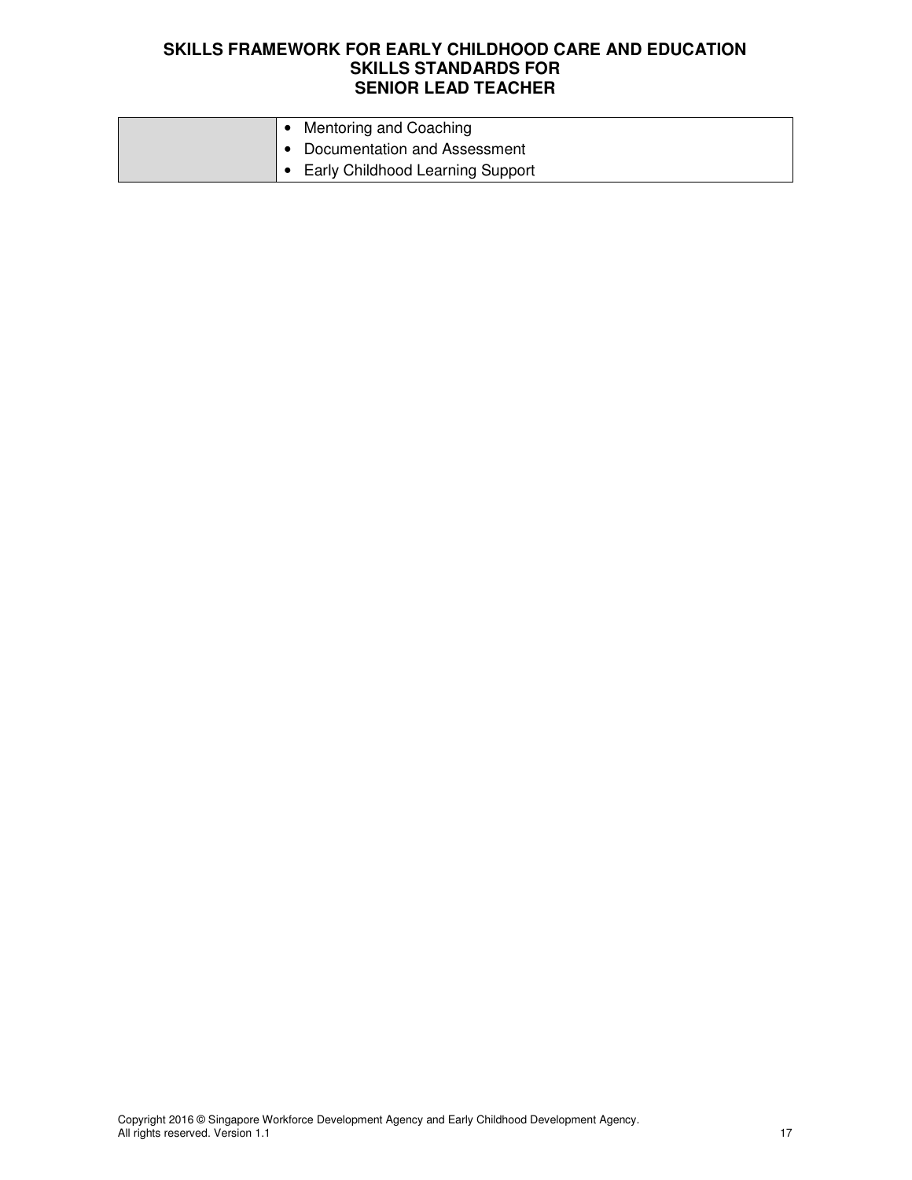|  |  |
|---|---|
|  | • Mentoring and Coaching<br>• Documentation and Assessment<br>• Early Childhood Learning Support |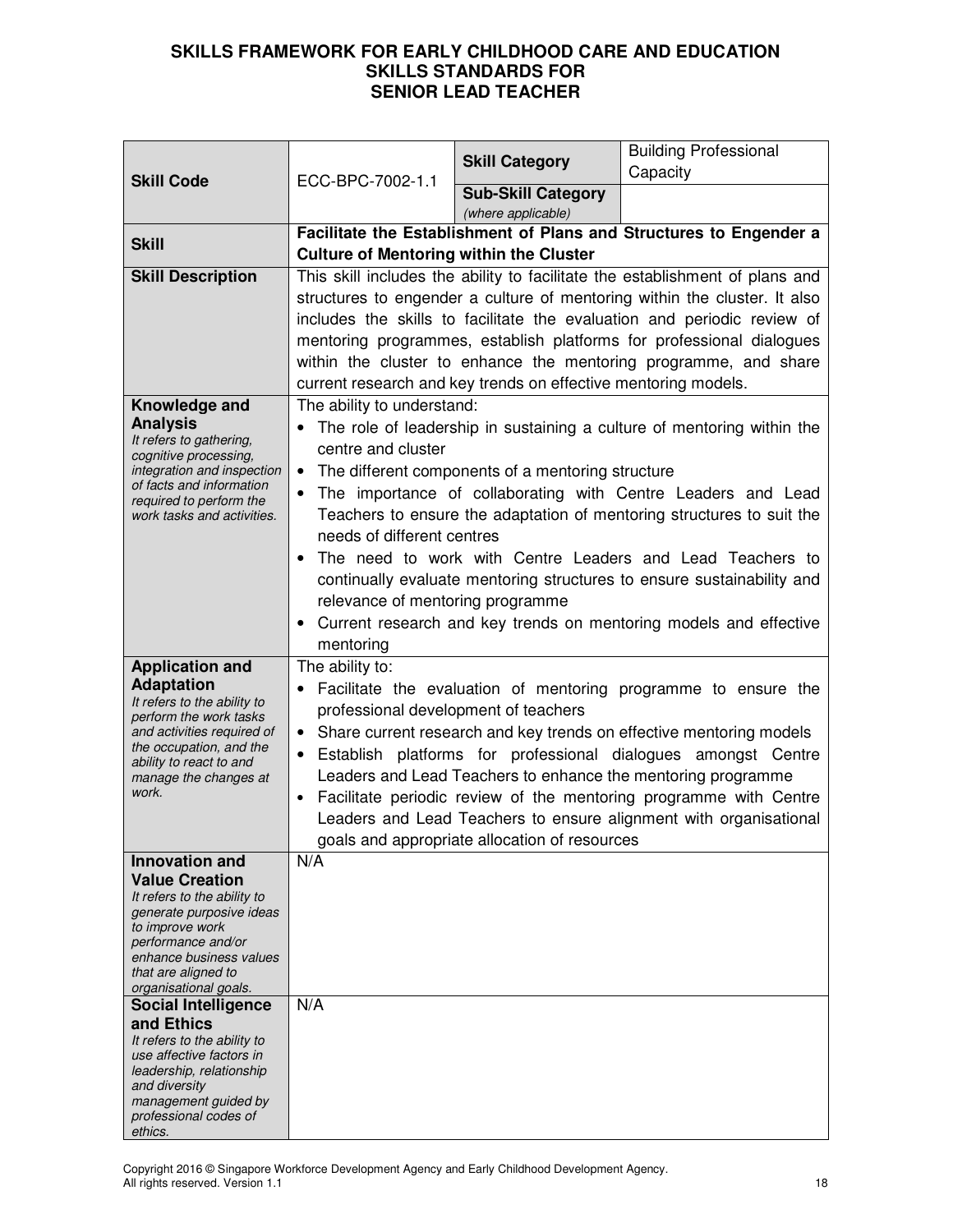# SKILLS FRAMEWORK FOR EARLY CHILDHOOD CARE AND EDUCATION
## SKILLS STANDARDS FOR
## SENIOR LEAD TEACHER

| | | | |
|---|---|---|---|
| **Skill Code** | ECC-BPC-7002-1.1 | **Skill Category** | Building Professional Capacity |
| | | **Sub-Skill Category** *(where applicable)* | |
| **Skill** | **Facilitate the Establishment of Plans and Structures to Engender a Culture of Mentoring within the Cluster** | | |
| **Skill Description** | This skill includes the ability to facilitate the establishment of plans and structures to engender a culture of mentoring within the cluster. It also includes the skills to facilitate the evaluation and periodic review of mentoring programmes, establish platforms for professional dialogues within the cluster to enhance the mentoring programme, and share current research and key trends on effective mentoring models. | | |
| **Knowledge and Analysis** *It refers to gathering, cognitive processing, integration and inspection of facts and information required to perform the work tasks and activities.* | The ability to understand:<br>• The role of leadership in sustaining a culture of mentoring within the centre and cluster<br>• The different components of a mentoring structure<br>• The importance of collaborating with Centre Leaders and Lead Teachers to ensure the adaptation of mentoring structures to suit the needs of different centres<br>• The need to work with Centre Leaders and Lead Teachers to continually evaluate mentoring structures to ensure sustainability and relevance of mentoring programme<br>• Current research and key trends on mentoring models and effective mentoring | | |
| **Application and Adaptation** *It refers to the ability to perform the work tasks and activities required of the occupation, and the ability to react to and manage the changes at work.* | The ability to:<br>• Facilitate the evaluation of mentoring programme to ensure the professional development of teachers<br>• Share current research and key trends on effective mentoring models<br>• Establish platforms for professional dialogues amongst Centre Leaders and Lead Teachers to enhance the mentoring programme<br>• Facilitate periodic review of the mentoring programme with Centre Leaders and Lead Teachers to ensure alignment with organisational goals and appropriate allocation of resources | | |
| **Innovation and Value Creation** *It refers to the ability to generate purposive ideas to improve work performance and/or enhance business values that are aligned to organisational goals.* | N/A | | |
| **Social Intelligence and Ethics** *It refers to the ability to use affective factors in leadership, relationship and diversity management guided by professional codes of ethics.* | N/A | | |

Copyright 2016 © Singapore Workforce Development Agency and Early Childhood Development Agency. All rights reserved. Version 1.1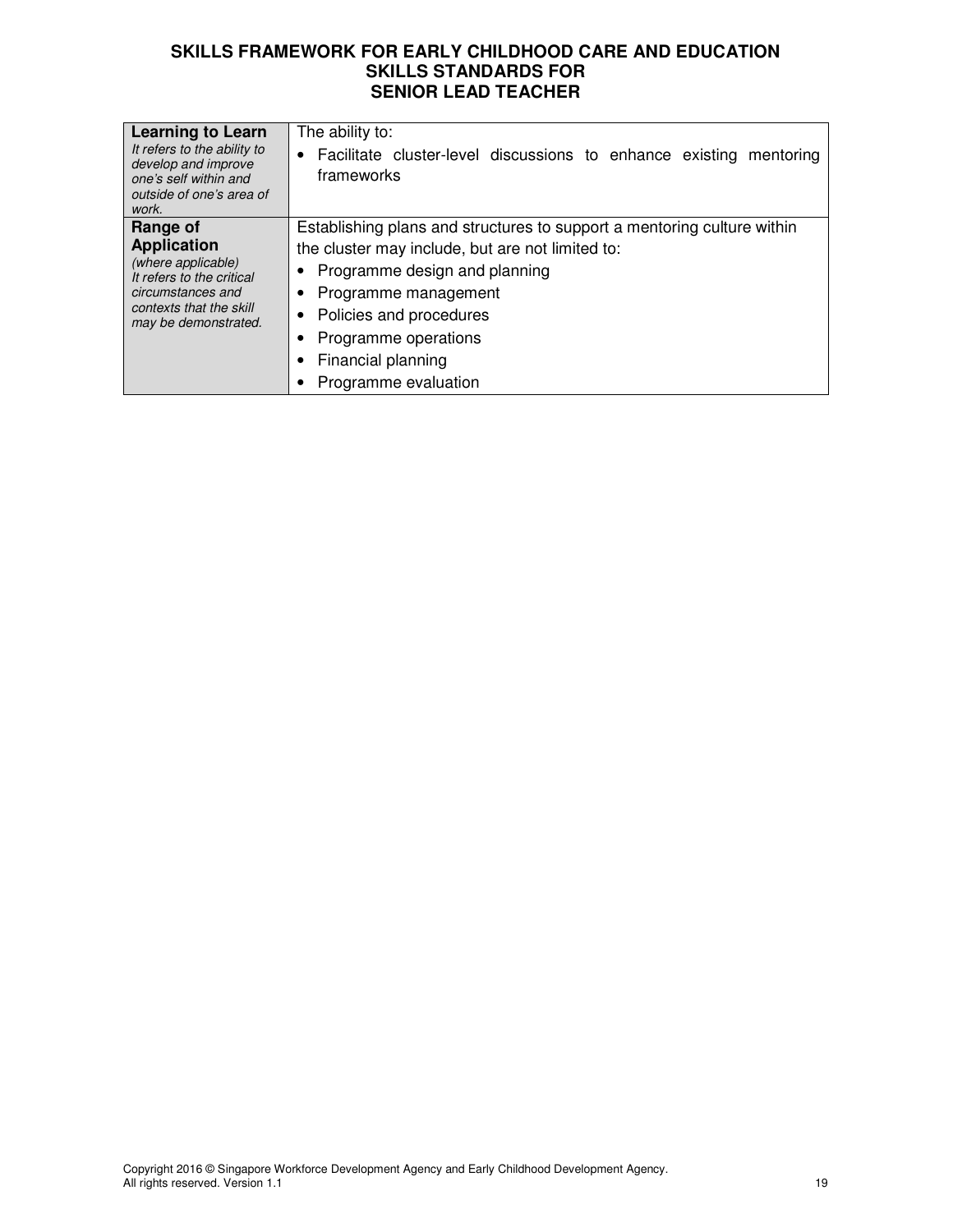| **Learning to Learn** *It refers to the ability to develop and improve one's self within and outside of one's area of work.* | The ability to: <br>• Facilitate cluster-level discussions to enhance existing mentoring frameworks |
|---|---|
| **Range of Application** *(where applicable) It refers to the critical circumstances and contexts that the skill may be demonstrated.* | Establishing plans and structures to support a mentoring culture within the cluster may include, but are not limited to: <br>• Programme design and planning <br>• Programme management <br>• Policies and procedures <br>• Programme operations <br>• Financial planning <br>• Programme evaluation |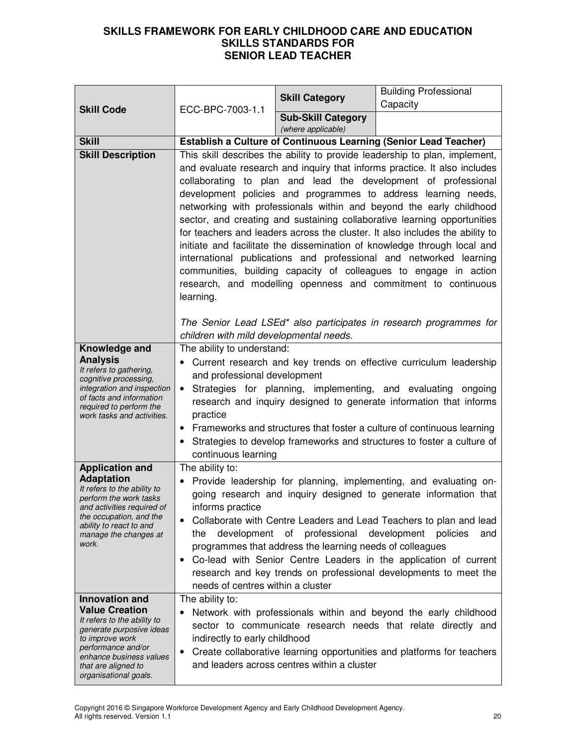# SKILLS FRAMEWORK FOR EARLY CHILDHOOD CARE AND EDUCATION
## SKILLS STANDARDS FOR SENIOR LEAD TEACHER

| | | | |
|---|---|---|---|
| **Skill Code** | ECC-BPC-7003-1.1 | **Skill Category** | Building Professional Capacity |
| | | **Sub-Skill Category** *(where applicable)* | |
| **Skill** | **Establish a Culture of Continuous Learning (Senior Lead Teacher)** | | |
| **Skill Description** | This skill describes the ability to provide leadership to plan, implement, and evaluate research and inquiry that informs practice. It also includes collaborating to plan and lead the development of professional development policies and programmes to address learning needs, networking with professionals within and beyond the early childhood sector, and creating and sustaining collaborative learning opportunities for teachers and leaders across the cluster. It also includes the ability to initiate and facilitate the dissemination of knowledge through local and international publications and professional and networked learning communities, building capacity of colleagues to engage in action research, and modelling openness and commitment to continuous learning.<br><br>*The Senior Lead LSEd* also participates in research programmes for children with mild developmental needs.* | | |
| **Knowledge and Analysis**<br>*It refers to gathering, cognitive processing, integration and inspection of facts and information required to perform the work tasks and activities.* | The ability to understand:<br>• Current research and key trends on effective curriculum leadership and professional development<br>• Strategies for planning, implementing, and evaluating ongoing research and inquiry designed to generate information that informs practice<br>• Frameworks and structures that foster a culture of continuous learning<br>• Strategies to develop frameworks and structures to foster a culture of continuous learning | | |
| **Application and Adaptation**<br>*It refers to the ability to perform the work tasks and activities required of the occupation, and the ability to react to and manage the changes at work.* | The ability to:<br>• Provide leadership for planning, implementing, and evaluating on-going research and inquiry designed to generate information that informs practice<br>• Collaborate with Centre Leaders and Lead Teachers to plan and lead the development of professional development policies and programmes that address the learning needs of colleagues<br>• Co-lead with Senior Centre Leaders in the application of current research and key trends on professional developments to meet the needs of centres within a cluster | | |
| **Innovation and Value Creation**<br>*It refers to the ability to generate purposive ideas to improve work performance and/or enhance business values that are aligned to organisational goals.* | The ability to:<br>• Network with professionals within and beyond the early childhood sector to communicate research needs that relate directly and indirectly to early childhood<br>• Create collaborative learning opportunities and platforms for teachers and leaders across centres within a cluster | | |

Copyright 2016 © Singapore Workforce Development Agency and Early Childhood Development Agency. All rights reserved. Version 1.1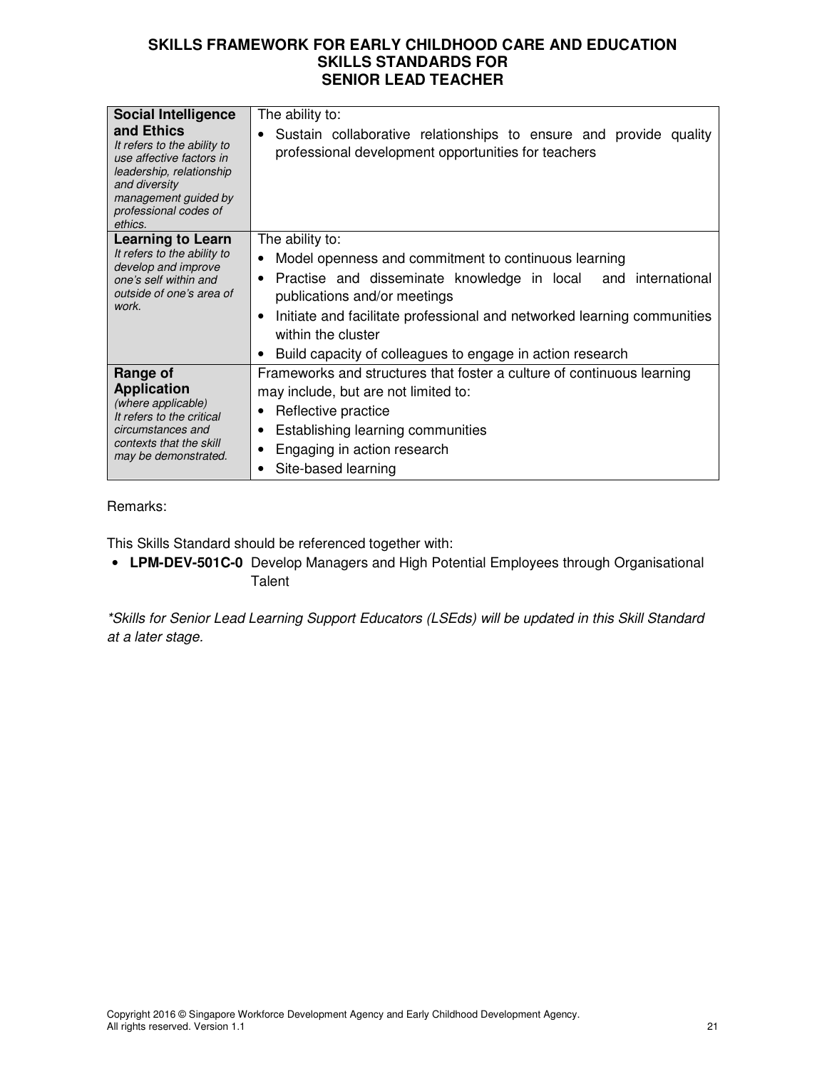# SKILLS FRAMEWORK FOR EARLY CHILDHOOD CARE AND EDUCATION SKILLS STANDARDS FOR SENIOR LEAD TEACHER

| | |
|---|---|
| **Social Intelligence and Ethics** *It refers to the ability to use affective factors in leadership, relationship and diversity management guided by professional codes of ethics.* | The ability to: <br>• Sustain collaborative relationships to ensure and provide quality professional development opportunities for teachers |
| **Learning to Learn** *It refers to the ability to develop and improve one's self within and outside of one's area of work.* | The ability to: <br>• Model openness and commitment to continuous learning <br>• Practise and disseminate knowledge in local and international publications and/or meetings <br>• Initiate and facilitate professional and networked learning communities within the cluster <br>• Build capacity of colleagues to engage in action research |
| **Range of Application** *(where applicable) It refers to the critical circumstances and contexts that the skill may be demonstrated.* | Frameworks and structures that foster a culture of continuous learning may include, but are not limited to: <br>• Reflective practice <br>• Establishing learning communities <br>• Engaging in action research <br>• Site-based learning |

Remarks:

This Skills Standard should be referenced together with:

- **LPM-DEV-501C-0** Develop Managers and High Potential Employees through Organisational Talent

*\*Skills for Senior Lead Learning Support Educators (LSEds) will be updated in this Skill Standard at a later stage.*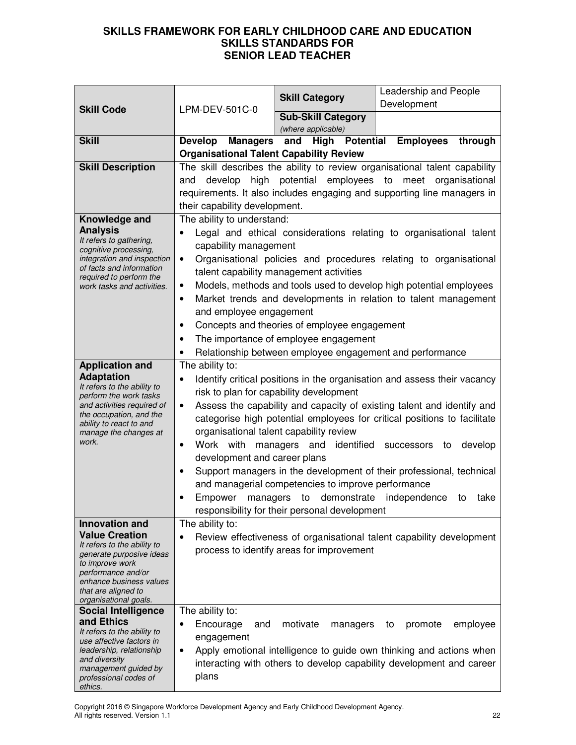# SKILLS FRAMEWORK FOR EARLY CHILDHOOD CARE AND EDUCATION
## SKILLS STANDARDS FOR
## SENIOR LEAD TEACHER

| **Skill Code** | LPM-DEV-501C-0 | **Skill Category** | Leadership and People Development |
|---|---|---|---|
| | | **Sub-Skill Category** *(where applicable)* | |
| **Skill** | **Develop Managers and High Potential Employees through Organisational Talent Capability Review** | | |
| **Skill Description** | The skill describes the ability to review organisational talent capability and develop high potential employees to meet organisational requirements. It also includes engaging and supporting line managers in their capability development. | | |
| **Knowledge and Analysis** *It refers to gathering, cognitive processing, integration and inspection of facts and information required to perform the work tasks and activities.* | The ability to understand: <br>• Legal and ethical considerations relating to organisational talent capability management <br>• Organisational policies and procedures relating to organisational talent capability management activities <br>• Models, methods and tools used to develop high potential employees <br>• Market trends and developments in relation to talent management and employee engagement <br>• Concepts and theories of employee engagement <br>• The importance of employee engagement <br>• Relationship between employee engagement and performance | | |
| **Application and Adaptation** *It refers to the ability to perform the work tasks and activities required of the occupation, and the ability to react to and manage the changes at work.* | The ability to: <br>• Identify critical positions in the organisation and assess their vacancy risk to plan for capability development <br>• Assess the capability and capacity of existing talent and identify and categorise high potential employees for critical positions to facilitate organisational talent capability review <br>• Work with managers and identified successors to develop development and career plans <br>• Support managers in the development of their professional, technical and managerial competencies to improve performance <br>• Empower managers to demonstrate independence to take responsibility for their personal development | | |
| **Innovation and Value Creation** *It refers to the ability to generate purposive ideas to improve work performance and/or enhance business values that are aligned to organisational goals.* | The ability to: <br>• Review effectiveness of organisational talent capability development process to identify areas for improvement | | |
| **Social Intelligence and Ethics** *It refers to the ability to use affective factors in leadership, relationship and diversity management guided by professional codes of ethics.* | The ability to: <br>• Encourage and motivate managers to promote employee engagement <br>• Apply emotional intelligence to guide own thinking and actions when interacting with others to develop capability development and career plans | | |

Copyright 2016 © Singapore Workforce Development Agency and Early Childhood Development Agency. All rights reserved. Version 1.1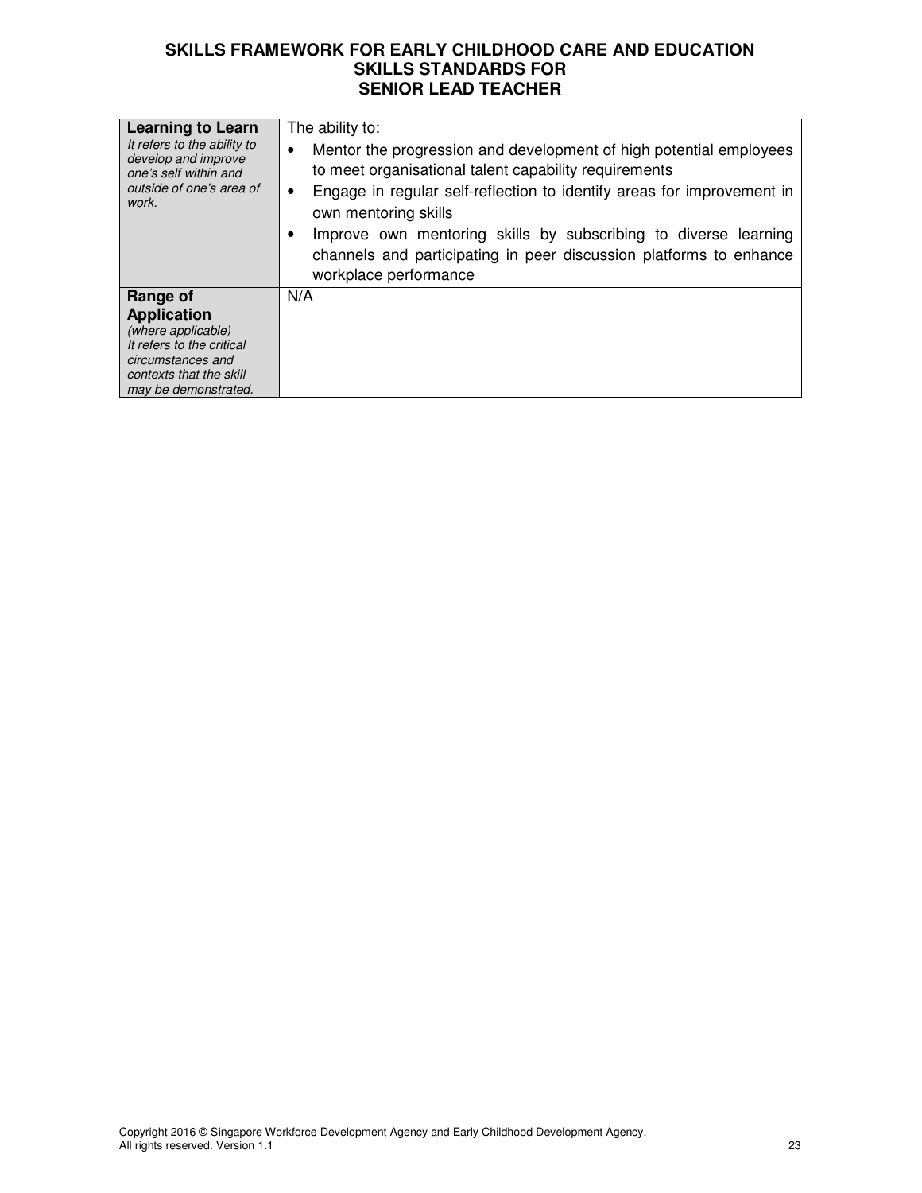**SKILLS FRAMEWORK FOR EARLY CHILDHOOD CARE AND EDUCATION**
**SKILLS STANDARDS FOR**
**SENIOR LEAD TEACHER**

| | |
|---|---|
| **Learning to Learn**<br>*It refers to the ability to develop and improve one's self within and outside of one's area of work.* | The ability to:<br>• Mentor the progression and development of high potential employees to meet organisational talent capability requirements<br>• Engage in regular self-reflection to identify areas for improvement in own mentoring skills<br>• Improve own mentoring skills by subscribing to diverse learning channels and participating in peer discussion platforms to enhance workplace performance |
| **Range of Application**<br>*(where applicable)*<br>*It refers to the critical circumstances and contexts that the skill may be demonstrated.* | N/A |

Copyright 2016 © Singapore Workforce Development Agency and Early Childhood Development Agency.
All rights reserved. Version 1.1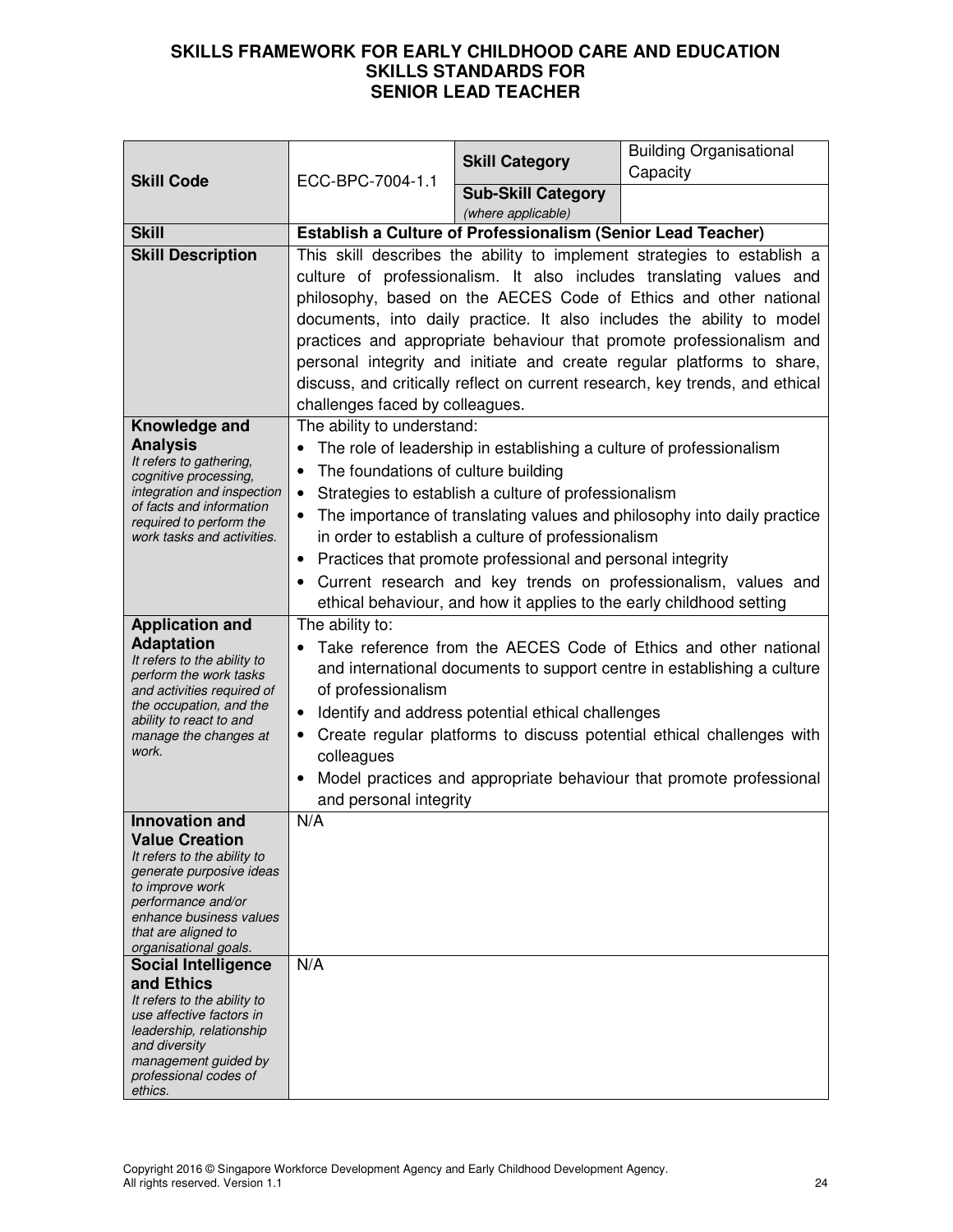# SKILLS FRAMEWORK FOR EARLY CHILDHOOD CARE AND EDUCATION
## SKILLS STANDARDS FOR
## SENIOR LEAD TEACHER

| **Skill Code** | ECC-BPC-7004-1.1 | **Skill Category** | Building Organisational Capacity |
|---|---|---|---|
| | | **Sub-Skill Category** *(where applicable)* | |
| **Skill** | **Establish a Culture of Professionalism (Senior Lead Teacher)** | | |
| **Skill Description** | This skill describes the ability to implement strategies to establish a culture of professionalism. It also includes translating values and philosophy, based on the AECES Code of Ethics and other national documents, into daily practice. It also includes the ability to model practices and appropriate behaviour that promote professionalism and personal integrity and initiate and create regular platforms to share, discuss, and critically reflect on current research, key trends, and ethical challenges faced by colleagues. | | |
| **Knowledge and Analysis** *It refers to gathering, cognitive processing, integration and inspection of facts and information required to perform the work tasks and activities.* | The ability to understand:<br>• The role of leadership in establishing a culture of professionalism<br>• The foundations of culture building<br>• Strategies to establish a culture of professionalism<br>• The importance of translating values and philosophy into daily practice in order to establish a culture of professionalism<br>• Practices that promote professional and personal integrity<br>• Current research and key trends on professionalism, values and ethical behaviour, and how it applies to the early childhood setting | | |
| **Application and Adaptation** *It refers to the ability to perform the work tasks and activities required of the occupation, and the ability to react to and manage the changes at work.* | The ability to:<br>• Take reference from the AECES Code of Ethics and other national and international documents to support centre in establishing a culture of professionalism<br>• Identify and address potential ethical challenges<br>• Create regular platforms to discuss potential ethical challenges with colleagues<br>• Model practices and appropriate behaviour that promote professional and personal integrity | | |
| **Innovation and Value Creation** *It refers to the ability to generate purposive ideas to improve work performance and/or enhance business values that are aligned to organisational goals.* | N/A | | |
| **Social Intelligence and Ethics** *It refers to the ability to use affective factors in leadership, relationship and diversity management guided by professional codes of ethics.* | N/A | | |

Copyright 2016 © Singapore Workforce Development Agency and Early Childhood Development Agency. All rights reserved. Version 1.1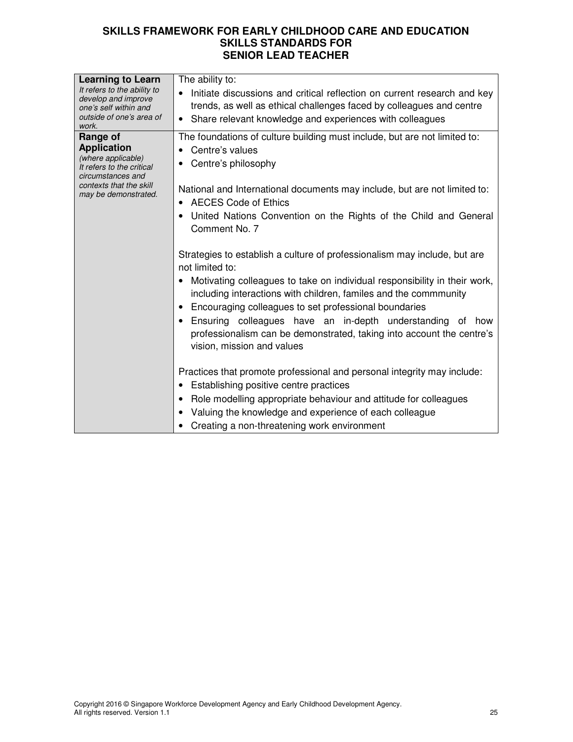**SKILLS FRAMEWORK FOR EARLY CHILDHOOD CARE AND EDUCATION**
**SKILLS STANDARDS FOR**
**SENIOR LEAD TEACHER**

| | |
|---|---|
| **Learning to Learn**<br>*It refers to the ability to develop and improve one's self within and outside of one's area of work.* | The ability to:<br>• Initiate discussions and critical reflection on current research and key trends, as well as ethical challenges faced by colleagues and centre<br>• Share relevant knowledge and experiences with colleagues |
| **Range of Application**<br>*(where applicable)*<br>*It refers to the critical circumstances and contexts that the skill may be demonstrated.* | The foundations of culture building must include, but are not limited to:<br>• Centre's values<br>• Centre's philosophy<br><br>National and International documents may include, but are not limited to:<br>• AECES Code of Ethics<br>• United Nations Convention on the Rights of the Child and General Comment No. 7<br><br>Strategies to establish a culture of professionalism may include, but are not limited to:<br>• Motivating colleagues to take on individual responsibility in their work, including interactions with children, familes and the commmunity<br>• Encouraging colleagues to set professional boundaries<br>• Ensuring colleagues have an in-depth understanding of how professionalism can be demonstrated, taking into account the centre's vision, mission and values<br><br>Practices that promote professional and personal integrity may include:<br>• Establishing positive centre practices<br>• Role modelling appropriate behaviour and attitude for colleagues<br>• Valuing the knowledge and experience of each colleague<br>• Creating a non-threatening work environment |

Copyright 2016 © Singapore Workforce Development Agency and Early Childhood Development Agency.
All rights reserved. Version 1.1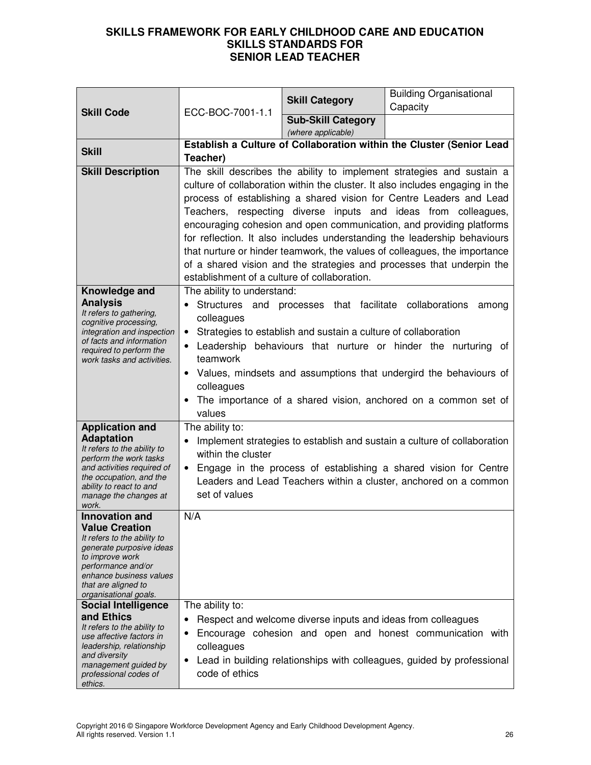# SKILLS FRAMEWORK FOR EARLY CHILDHOOD CARE AND EDUCATION
## SKILLS STANDARDS FOR
## SENIOR LEAD TEACHER

| **Skill Code** | ECC-BOC-7001-1.1 | **Skill Category** | Building Organisational Capacity |
|---|---|---|---|
| | | **Sub-Skill Category** *(where applicable)* | |
| **Skill** | **Establish a Culture of Collaboration within the Cluster (Senior Lead Teacher)** | | |
| **Skill Description** | The skill describes the ability to implement strategies and sustain a culture of collaboration within the cluster. It also includes engaging in the process of establishing a shared vision for Centre Leaders and Lead Teachers, respecting diverse inputs and ideas from colleagues, encouraging cohesion and open communication, and providing platforms for reflection. It also includes understanding the leadership behaviours that nurture or hinder teamwork, the values of colleagues, the importance of a shared vision and the strategies and processes that underpin the establishment of a culture of collaboration. | | |
| **Knowledge and Analysis** *It refers to gathering, cognitive processing, integration and inspection of facts and information required to perform the work tasks and activities.* | The ability to understand:<br>• Structures and processes that facilitate collaborations among colleagues<br>• Strategies to establish and sustain a culture of collaboration<br>• Leadership behaviours that nurture or hinder the nurturing of teamwork<br>• Values, mindsets and assumptions that undergird the behaviours of colleagues<br>• The importance of a shared vision, anchored on a common set of values | | |
| **Application and Adaptation** *It refers to the ability to perform the work tasks and activities required of the occupation, and the ability to react to and manage the changes at work.* | The ability to:<br>• Implement strategies to establish and sustain a culture of collaboration within the cluster<br>• Engage in the process of establishing a shared vision for Centre Leaders and Lead Teachers within a cluster, anchored on a common set of values | | |
| **Innovation and Value Creation** *It refers to the ability to generate purposive ideas to improve work performance and/or enhance business values that are aligned to organisational goals.* | N/A | | |
| **Social Intelligence and Ethics** *It refers to the ability to use affective factors in leadership, relationship and diversity management guided by professional codes of ethics.* | The ability to:<br>• Respect and welcome diverse inputs and ideas from colleagues<br>• Encourage cohesion and open and honest communication with colleagues<br>• Lead in building relationships with colleagues, guided by professional code of ethics | | |

Copyright 2016 © Singapore Workforce Development Agency and Early Childhood Development Agency. All rights reserved. Version 1.1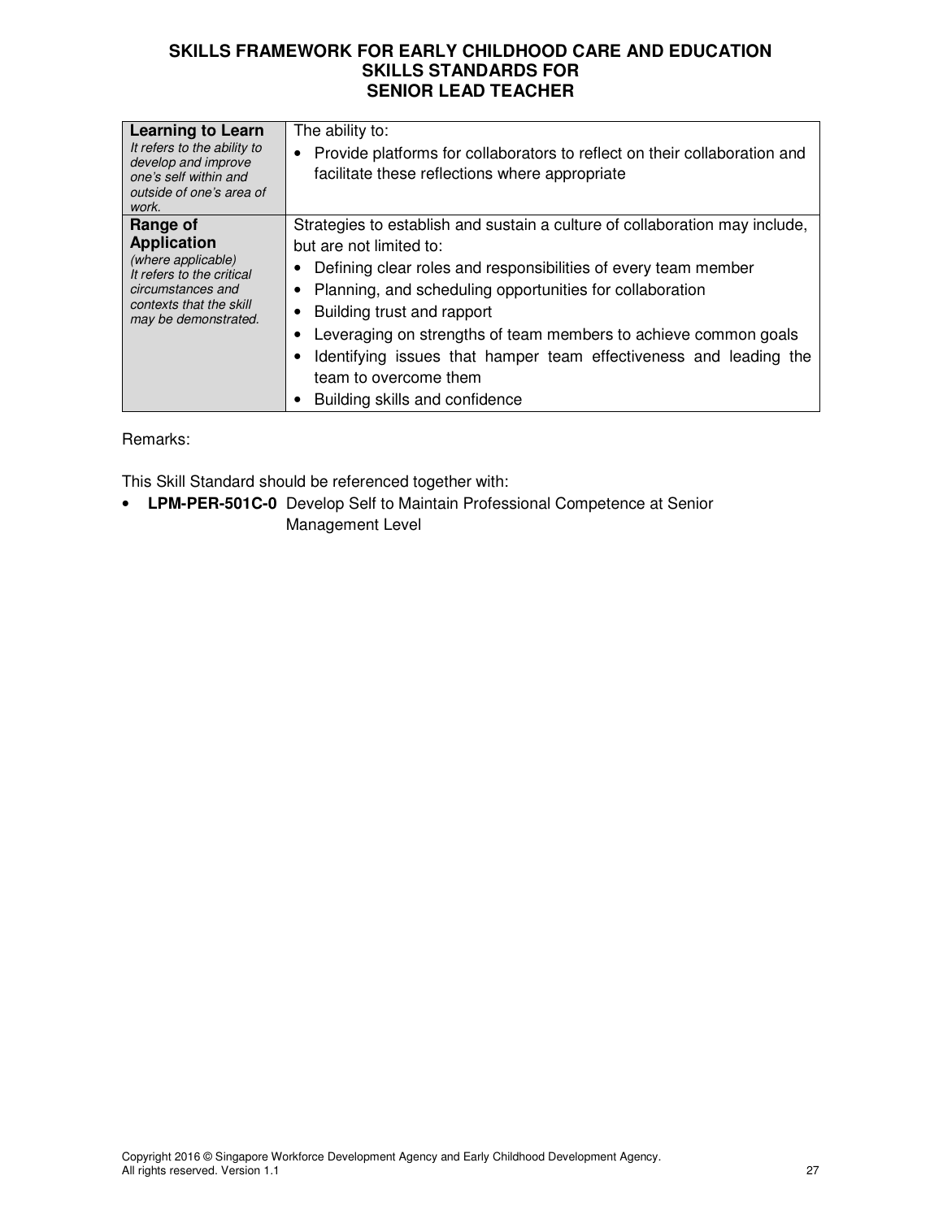| **Learning to Learn** *It refers to the ability to develop and improve one's self within and outside of one's area of work.* | The ability to: • Provide platforms for collaborators to reflect on their collaboration and facilitate these reflections where appropriate |
|---|---|
| **Range of Application** *(where applicable) It refers to the critical circumstances and contexts that the skill may be demonstrated.* | Strategies to establish and sustain a culture of collaboration may include, but are not limited to: • Defining clear roles and responsibilities of every team member • Planning, and scheduling opportunities for collaboration • Building trust and rapport • Leveraging on strengths of team members to achieve common goals • Identifying issues that hamper team effectiveness and leading the team to overcome them • Building skills and confidence |

Remarks:

This Skill Standard should be referenced together with:

- **LPM-PER-501C-0** Develop Self to Maintain Professional Competence at Senior Management Level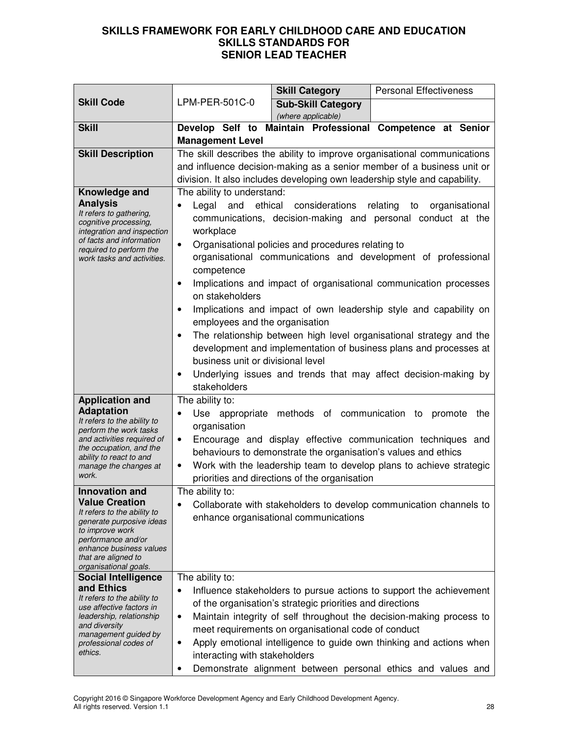**SKILLS FRAMEWORK FOR EARLY CHILDHOOD CARE AND EDUCATION**
**SKILLS STANDARDS FOR**
**SENIOR LEAD TEACHER**

| **Skill Code** | LPM-PER-501C-0 | **Skill Category** | Personal Effectiveness |
|---|---|---|---|
| | | **Sub-Skill Category** *(where applicable)* | |
| **Skill** | **Develop Self to Maintain Professional Competence at Senior Management Level** | | |
| **Skill Description** | The skill describes the ability to improve organisational communications and influence decision-making as a senior member of a business unit or division. It also includes developing own leadership style and capability. | | |
| **Knowledge and Analysis** *It refers to gathering, cognitive processing, integration and inspection of facts and information required to perform the work tasks and activities.* | The ability to understand:<br>• Legal and ethical considerations relating to organisational communications, decision-making and personal conduct at the workplace<br>• Organisational policies and procedures relating to organisational communications and development of professional competence<br>• Implications and impact of organisational communication processes on stakeholders<br>• Implications and impact of own leadership style and capability on employees and the organisation<br>• The relationship between high level organisational strategy and the development and implementation of business plans and processes at business unit or divisional level<br>• Underlying issues and trends that may affect decision-making by stakeholders | | |
| **Application and Adaptation** *It refers to the ability to perform the work tasks and activities required of the occupation, and the ability to react to and manage the changes at work.* | The ability to:<br>• Use appropriate methods of communication to promote the organisation<br>• Encourage and display effective communication techniques and behaviours to demonstrate the organisation's values and ethics<br>• Work with the leadership team to develop plans to achieve strategic priorities and directions of the organisation | | |
| **Innovation and Value Creation** *It refers to the ability to generate purposive ideas to improve work performance and/or enhance business values that are aligned to organisational goals.* | The ability to:<br>• Collaborate with stakeholders to develop communication channels to enhance organisational communications | | |
| **Social Intelligence and Ethics** *It refers to the ability to use affective factors in leadership, relationship and diversity management guided by professional codes of ethics.* | The ability to:<br>• Influence stakeholders to pursue actions to support the achievement of the organisation's strategic priorities and directions<br>• Maintain integrity of self throughout the decision-making process to meet requirements on organisational code of conduct<br>• Apply emotional intelligence to guide own thinking and actions when interacting with stakeholders<br>• Demonstrate alignment between personal ethics and values and | | |

Copyright 2016 © Singapore Workforce Development Agency and Early Childhood Development Agency.
All rights reserved. Version 1.1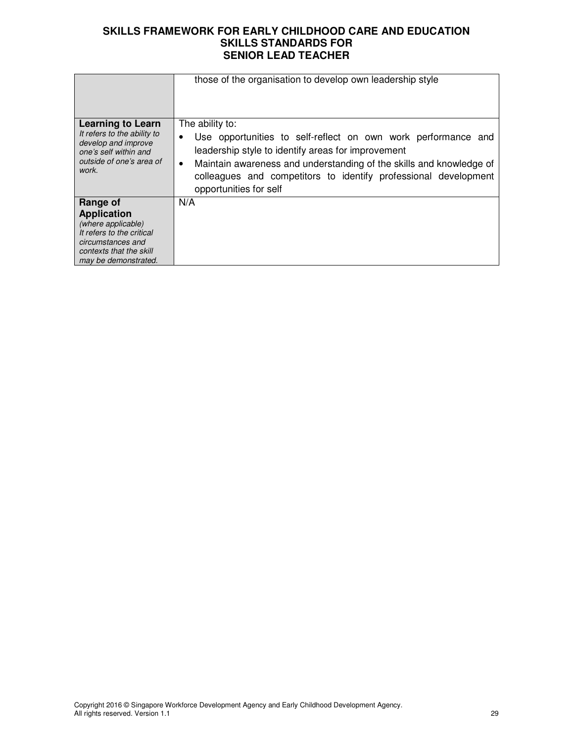| | |
|---|---|
| | those of the organisation to develop own leadership style |
| **Learning to Learn** *It refers to the ability to develop and improve one's self within and outside of one's area of work.* | The ability to:<br>• Use opportunities to self-reflect on own work performance and leadership style to identify areas for improvement<br>• Maintain awareness and understanding of the skills and knowledge of colleagues and competitors to identify professional development opportunities for self |
| **Range of Application** *(where applicable) It refers to the critical circumstances and contexts that the skill may be demonstrated.* | N/A |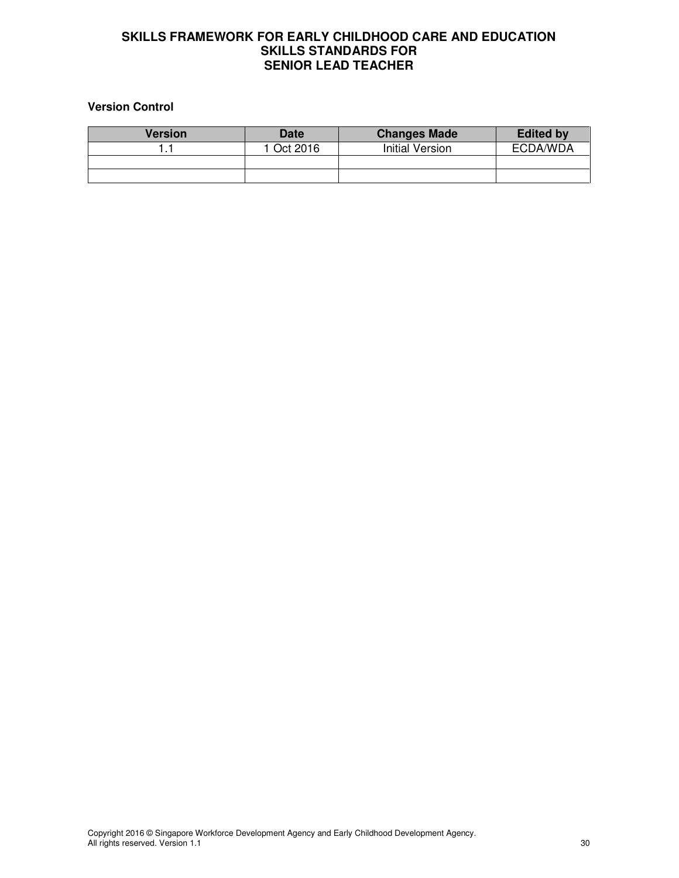**Version Control**

| Version | Date | Changes Made | Edited by |
| --- | --- | --- | --- |
| 1.1 | 1 Oct 2016 | Initial Version | ECDA/WDA |
| | | | |
| | | | |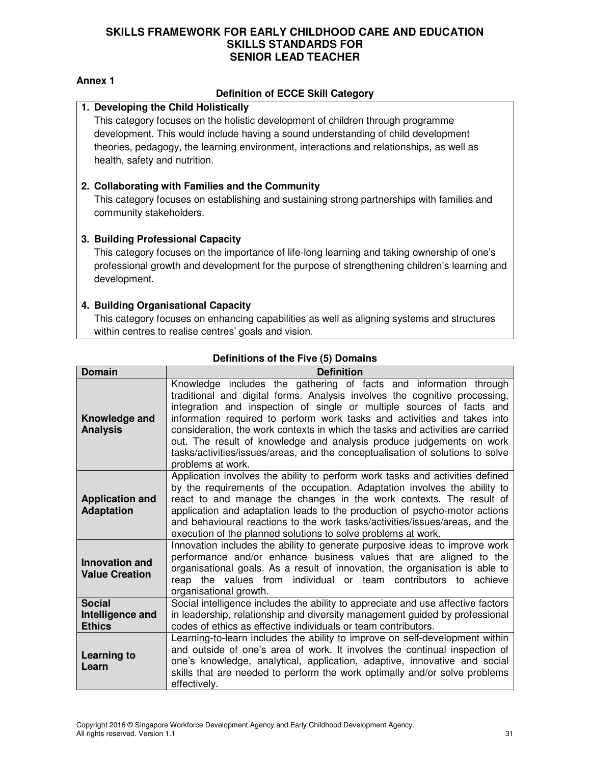# SKILLS FRAMEWORK FOR EARLY CHILDHOOD CARE AND EDUCATION SKILLS STANDARDS FOR SENIOR LEAD TEACHER

**Annex 1**

## Definition of ECCE Skill Category

**1. Developing the Child Holistically**

This category focuses on the holistic development of children through programme development. This would include having a sound understanding of child development theories, pedagogy, the learning environment, interactions and relationships, as well as health, safety and nutrition.

**2. Collaborating with Families and the Community**

This category focuses on establishing and sustaining strong partnerships with families and community stakeholders.

**3. Building Professional Capacity**

This category focuses on the importance of life-long learning and taking ownership of one's professional growth and development for the purpose of strengthening children's learning and development.

**4. Building Organisational Capacity**

This category focuses on enhancing capabilities as well as aligning systems and structures within centres to realise centres' goals and vision.

## Definitions of the Five (5) Domains

| Domain | Definition |
|---|---|
| **Knowledge and Analysis** | Knowledge includes the gathering of facts and information through traditional and digital forms. Analysis involves the cognitive processing, integration and inspection of single or multiple sources of facts and information required to perform work tasks and activities and takes into consideration, the work contexts in which the tasks and activities are carried out. The result of knowledge and analysis produce judgements on work tasks/activities/issues/areas, and the conceptualisation of solutions to solve problems at work. |
| **Application and Adaptation** | Application involves the ability to perform work tasks and activities defined by the requirements of the occupation. Adaptation involves the ability to react to and manage the changes in the work contexts. The result of application and adaptation leads to the production of psycho-motor actions and behavioural reactions to the work tasks/activities/issues/areas, and the execution of the planned solutions to solve problems at work. |
| **Innovation and Value Creation** | Innovation includes the ability to generate purposive ideas to improve work performance and/or enhance business values that are aligned to the organisational goals. As a result of innovation, the organisation is able to reap the values from individual or team contributors to achieve organisational growth. |
| **Social Intelligence and Ethics** | Social intelligence includes the ability to appreciate and use affective factors in leadership, relationship and diversity management guided by professional codes of ethics as effective individuals or team contributors. |
| **Learning to Learn** | Learning-to-learn includes the ability to improve on self-development within and outside of one's area of work. It involves the continual inspection of one's knowledge, analytical, application, adaptive, innovative and social skills that are needed to perform the work optimally and/or solve problems effectively. |

Copyright 2016 © Singapore Workforce Development Agency and Early Childhood Development Agency. All rights reserved. Version 1.1